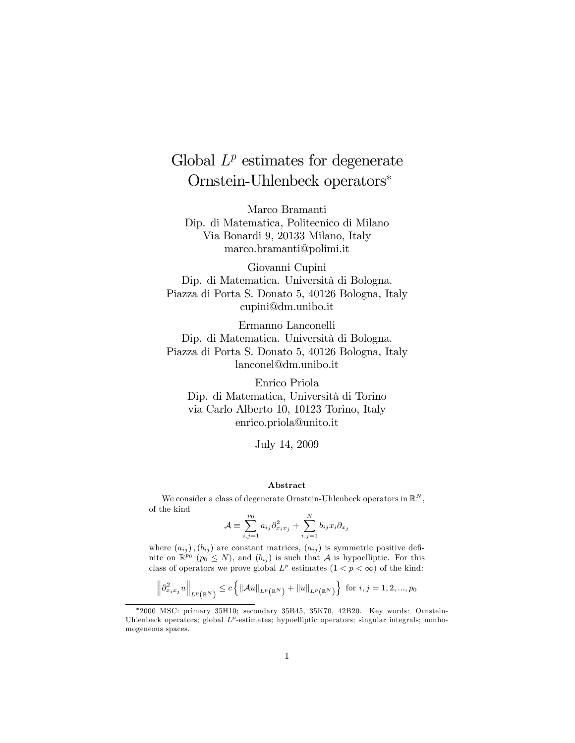# Global $L^p$ estimates for degenerate Ornstein-Uhlenbeck operators*

Marco Bramanti
Dip. di Matematica, Politecnico di Milano
Via Bonardi 9, 20133 Milano, Italy
marco.bramanti@polimi.it

Giovanni Cupini
Dip. di Matematica. Università di Bologna.
Piazza di Porta S. Donato 5, 40126 Bologna, Italy
cupini@dm.unibo.it

Ermanno Lanconelli
Dip. di Matematica. Università di Bologna.
Piazza di Porta S. Donato 5, 40126 Bologna, Italy
lanconel@dm.unibo.it

Enrico Priola
Dip. di Matematica, Università di Torino
via Carlo Alberto 10, 10123 Torino, Italy
enrico.priola@unito.it

July 14, 2009

### Abstract

We consider a class of degenerate Ornstein-Uhlenbeck operators in $\mathbb{R}^N$, of the kind

$$\mathcal{A} \equiv \sum_{i,j=1}^{p_0} a_{ij}\partial^2_{x_i x_j} + \sum_{i,j=1}^{N} b_{ij}x_i\partial_{x_j}$$

where $(a_{ij}), (b_{ij})$ are constant matrices, $(a_{ij})$ is symmetric positive definite on $\mathbb{R}^{p_0}$ ($p_0 \leq N$), and $(b_{ij})$ is such that $\mathcal{A}$ is hypoelliptic. For this class of operators we prove global $L^p$ estimates ($1 < p < \infty$) of the kind:

$$\left\| \partial^2_{x_i x_j} u \right\|_{L^p(\mathbb{R}^N)} \leq c \left\{ \|\mathcal{A}u\|_{L^p(\mathbb{R}^N)} + \|u\|_{L^p(\mathbb{R}^N)} \right\} \text{ for } i,j = 1,2,...,p_0$$

---

*2000 MSC: primary 35H10; secondary 35B45, 35K70, 42B20. Key words: Ornstein-Uhlenbeck operators; global $L^p$-estimates; hypoelliptic operators; singular integrals; nonhomogeneous spaces.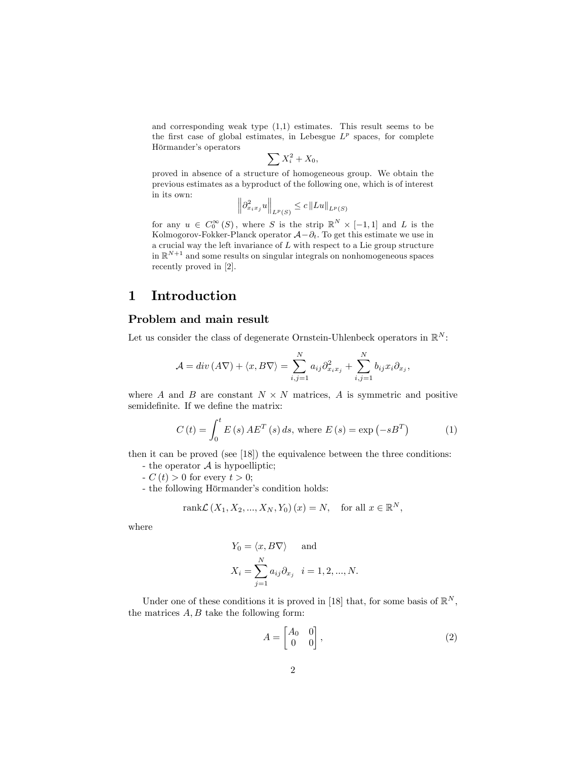and corresponding weak type (1,1) estimates. This result seems to be the first case of global estimates, in Lebesgue $L^p$ spaces, for complete Hörmander's operators

$$\sum X_i^2 + X_0,$$

proved in absence of a structure of homogeneous group. We obtain the previous estimates as a byproduct of the following one, which is of interest in its own:

$$\left\|\partial^2_{x_i x_j} u\right\|_{L^p(S)} \leq c \left\|Lu\right\|_{L^p(S)}$$

for any $u \in C_0^\infty(S)$, where $S$ is the strip $\mathbb{R}^N \times [-1,1]$ and $L$ is the Kolmogorov-Fokker-Planck operator $\mathcal{A} - \partial_t$. To get this estimate we use in a crucial way the left invariance of $L$ with respect to a Lie group structure in $\mathbb{R}^{N+1}$ and some results on singular integrals on nonhomogeneous spaces recently proved in [2].

# 1 Introduction

## Problem and main result

Let us consider the class of degenerate Ornstein-Uhlenbeck operators in $\mathbb{R}^N$:

$$\mathcal{A} = div\left(A\nabla\right) + \langle x, B\nabla\rangle = \sum_{i,j=1}^{N} a_{ij}\partial^2_{x_i x_j} + \sum_{i,j=1}^{N} b_{ij} x_i \partial_{x_j},$$

where $A$ and $B$ are constant $N \times N$ matrices, $A$ is symmetric and positive semidefinite. If we define the matrix:

$$C(t) = \int_0^t E(s)\, A E^T(s)\, ds, \text{ where } E(s) = \exp\left(-sB^T\right) \tag{1}$$

then it can be proved (see [18]) the equivalence between the three conditions:

- the operator $\mathcal{A}$ is hypoelliptic;
- $C(t) > 0$ for every $t > 0$;
- the following Hörmander's condition holds:

$$\text{rank}\mathcal{L}\left(X_1, X_2, ..., X_N, Y_0\right)(x) = N, \quad \text{for all } x \in \mathbb{R}^N,$$

where

$$Y_0 = \langle x, B\nabla\rangle \quad \text{and}$$

$$X_i = \sum_{j=1}^{N} a_{ij}\partial_{x_j} \quad i = 1, 2, ..., N.$$

Under one of these conditions it is proved in [18] that, for some basis of $\mathbb{R}^N$, the matrices $A, B$ take the following form:

$$A = \begin{bmatrix} A_0 & 0 \\ 0 & 0 \end{bmatrix}, \tag{2}$$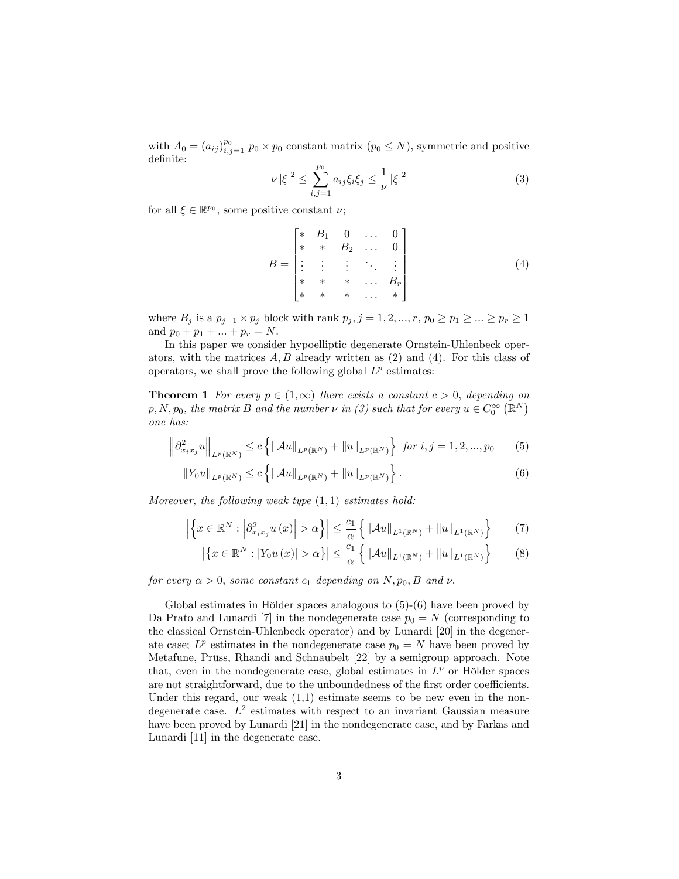with $A_0 = (a_{ij})_{i,j=1}^{p_0}$ $p_0 \times p_0$ constant matrix ($p_0 \leq N$), symmetric and positive definite:

$$\nu |\xi|^2 \leq \sum_{i,j=1}^{p_0} a_{ij}\xi_i\xi_j \leq \frac{1}{\nu} |\xi|^2 \tag{3}$$

for all $\xi \in \mathbb{R}^{p_0}$, some positive constant $\nu$;

$$B = \begin{bmatrix} * & B_1 & 0 & \dots & 0 \\ * & * & B_2 & \dots & 0 \\ \vdots & \vdots & \vdots & \ddots & \vdots \\ * & * & * & \dots & B_r \\ * & * & * & \dots & * \end{bmatrix} \tag{4}$$

where $B_j$ is a $p_{j-1} \times p_j$ block with rank $p_j$, $j = 1, 2, ..., r$, $p_0 \geq p_1 \geq ... \geq p_r \geq 1$ and $p_0 + p_1 + ... + p_r = N$.

In this paper we consider hypoelliptic degenerate Ornstein-Uhlenbeck operators, with the matrices $A, B$ already written as (2) and (4). For this class of operators, we shall prove the following global $L^p$ estimates:

**Theorem 1** *For every $p \in (1, \infty)$ there exists a constant $c > 0$, depending on $p, N, p_0$, the matrix $B$ and the number $\nu$ in (3) such that for every $u \in C_0^\infty(\mathbb{R}^N)$ one has:*

$$\left\| \partial^2_{x_i x_j} u \right\|_{L^p(\mathbb{R}^N)} \leq c \left\{ \|\mathcal{A}u\|_{L^p(\mathbb{R}^N)} + \|u\|_{L^p(\mathbb{R}^N)} \right\} \text{ for } i, j = 1, 2, ..., p_0 \tag{5}$$

$$\|Y_0 u\|_{L^p(\mathbb{R}^N)} \leq c \left\{ \|\mathcal{A}u\|_{L^p(\mathbb{R}^N)} + \|u\|_{L^p(\mathbb{R}^N)} \right\}. \tag{6}$$

*Moreover, the following weak type $(1, 1)$ estimates hold:*

$$\left| \left\{ x \in \mathbb{R}^N : \left| \partial^2_{x_i x_j} u(x) \right| > \alpha \right\} \right| \leq \frac{c_1}{\alpha} \left\{ \|\mathcal{A}u\|_{L^1(\mathbb{R}^N)} + \|u\|_{L^1(\mathbb{R}^N)} \right\} \tag{7}$$

$$\left| \left\{ x \in \mathbb{R}^N : |Y_0 u(x)| > \alpha \right\} \right| \leq \frac{c_1}{\alpha} \left\{ \|\mathcal{A}u\|_{L^1(\mathbb{R}^N)} + \|u\|_{L^1(\mathbb{R}^N)} \right\} \tag{8}$$

*for every $\alpha > 0$, some constant $c_1$ depending on $N, p_0, B$ and $\nu$.*

Global estimates in Hölder spaces analogous to (5)-(6) have been proved by Da Prato and Lunardi [7] in the nondegenerate case $p_0 = N$ (corresponding to the classical Ornstein-Uhlenbeck operator) and by Lunardi [20] in the degenerate case; $L^p$ estimates in the nondegenerate case $p_0 = N$ have been proved by Metafune, Prüss, Rhandi and Schnaubelt [22] by a semigroup approach. Note that, even in the nondegenerate case, global estimates in $L^p$ or Hölder spaces are not straightforward, due to the unboundedness of the first order coefficients. Under this regard, our weak (1,1) estimate seems to be new even in the nondegenerate case. $L^2$ estimates with respect to an invariant Gaussian measure have been proved by Lunardi [21] in the nondegenerate case, and by Farkas and Lunardi [11] in the degenerate case.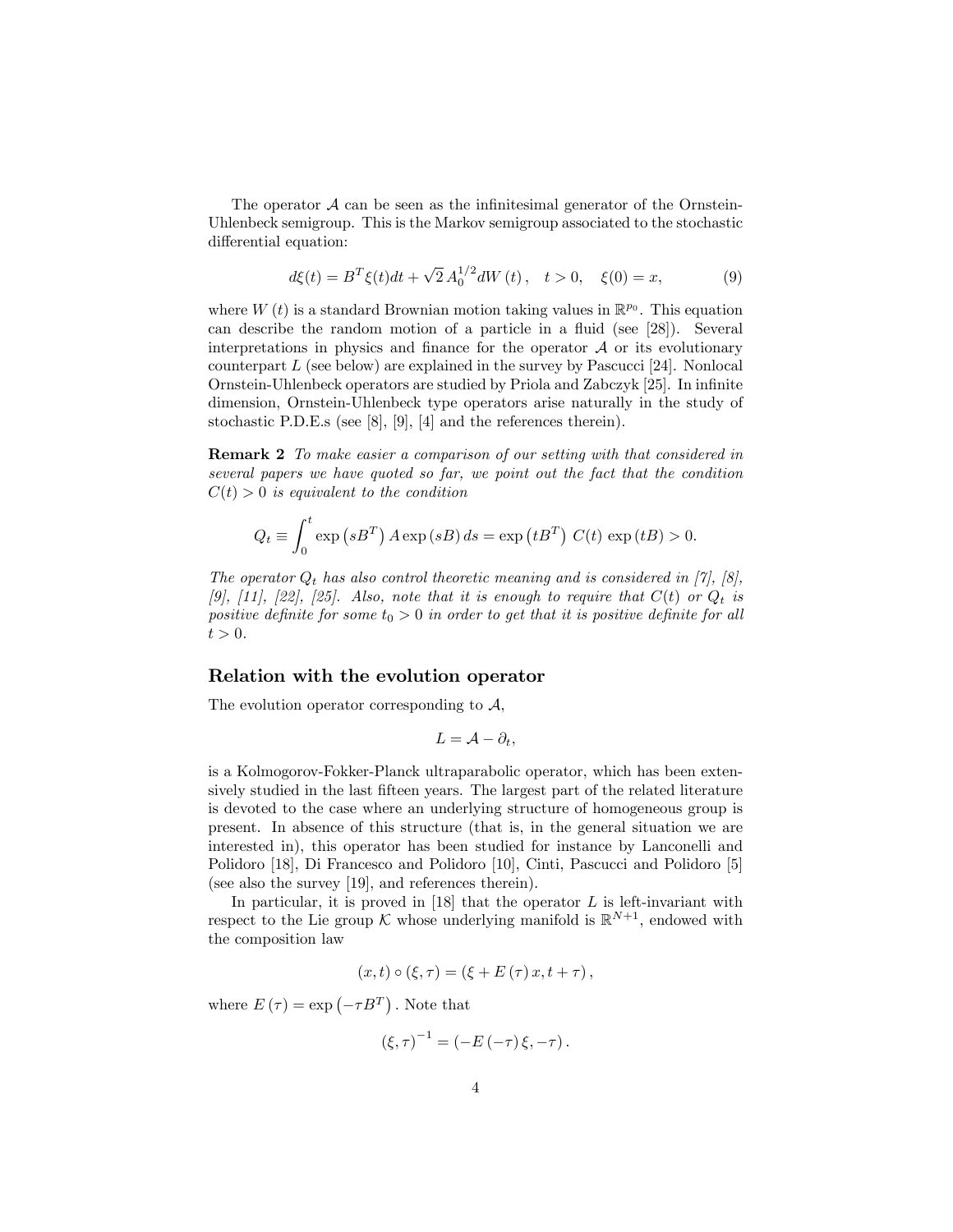The operator $\mathcal{A}$ can be seen as the infinitesimal generator of the Ornstein-Uhlenbeck semigroup. This is the Markov semigroup associated to the stochastic differential equation:

$$d\xi(t) = B^T \xi(t) dt + \sqrt{2}\, A_0^{1/2} dW(t), \quad t > 0, \quad \xi(0) = x, \tag{9}$$

where $W(t)$ is a standard Brownian motion taking values in $\mathbb{R}^{p_0}$. This equation can describe the random motion of a particle in a fluid (see [28]). Several interpretations in physics and finance for the operator $\mathcal{A}$ or its evolutionary counterpart $L$ (see below) are explained in the survey by Pascucci [24]. Nonlocal Ornstein-Uhlenbeck operators are studied by Priola and Zabczyk [25]. In infinite dimension, Ornstein-Uhlenbeck type operators arise naturally in the study of stochastic P.D.E.s (see [8], [9], [4] and the references therein).

**Remark 2** *To make easier a comparison of our setting with that considered in several papers we have quoted so far, we point out the fact that the condition* $C(t) > 0$ *is equivalent to the condition*

$$Q_t \equiv \int_0^t \exp\left(sB^T\right) A \exp\left(sB\right) ds = \exp\left(tB^T\right)\, C(t)\, \exp\left(tB\right) > 0.$$

*The operator* $Q_t$ *has also control theoretic meaning and is considered in [7], [8], [9], [11], [22], [25]. Also, note that it is enough to require that* $C(t)$ *or* $Q_t$ *is positive definite for some* $t_0 > 0$ *in order to get that it is positive definite for all* $t > 0$.

## Relation with the evolution operator

The evolution operator corresponding to $\mathcal{A}$,

$$L = \mathcal{A} - \partial_t,$$

is a Kolmogorov-Fokker-Planck ultraparabolic operator, which has been extensively studied in the last fifteen years. The largest part of the related literature is devoted to the case where an underlying structure of homogeneous group is present. In absence of this structure (that is, in the general situation we are interested in), this operator has been studied for instance by Lanconelli and Polidoro [18], Di Francesco and Polidoro [10], Cinti, Pascucci and Polidoro [5] (see also the survey [19], and references therein).

In particular, it is proved in [18] that the operator $L$ is left-invariant with respect to the Lie group $\mathcal{K}$ whose underlying manifold is $\mathbb{R}^{N+1}$, endowed with the composition law

$$(x, t) \circ (\xi, \tau) = (\xi + E(\tau)\, x, t + \tau),$$

where $E(\tau) = \exp\left(-\tau B^T\right)$. Note that

$$(\xi, \tau)^{-1} = (-E(-\tau)\, \xi, -\tau).$$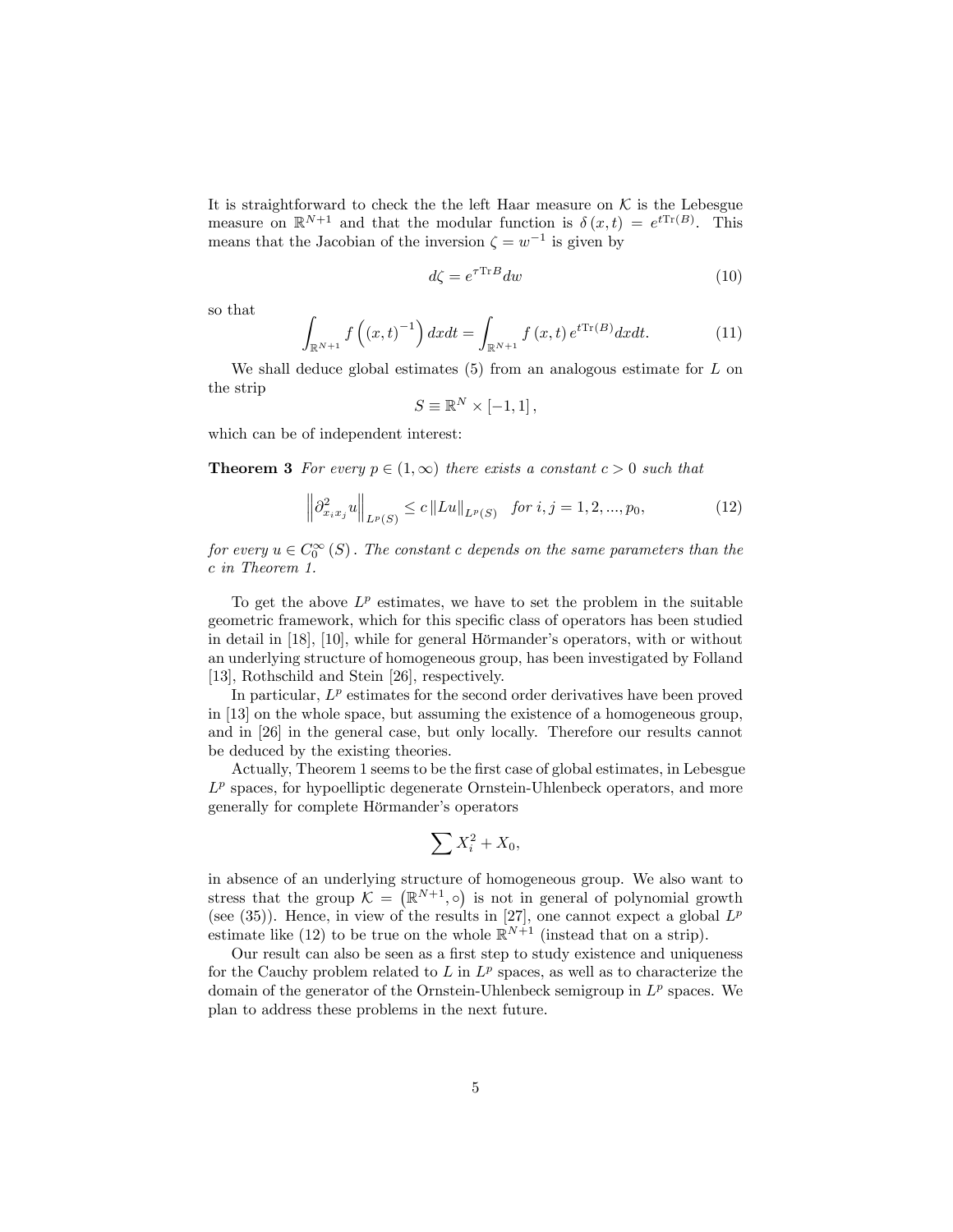It is straightforward to check the the left Haar measure on $\mathcal{K}$ is the Lebesgue measure on $\mathbb{R}^{N+1}$ and that the modular function is $\delta(x,t) = e^{t\operatorname{Tr}(B)}$. This means that the Jacobian of the inversion $\zeta = w^{-1}$ is given by

$$d\zeta = e^{\tau \operatorname{Tr} B} dw \tag{10}$$

so that

$$\int_{\mathbb{R}^{N+1}} f\left((x,t)^{-1}\right) dxdt = \int_{\mathbb{R}^{N+1}} f(x,t)\, e^{t\operatorname{Tr}(B)} dxdt. \tag{11}$$

We shall deduce global estimates (5) from an analogous estimate for $L$ on the strip

$$S \equiv \mathbb{R}^N \times [-1,1],$$

which can be of independent interest:

**Theorem 3** *For every $p \in (1,\infty)$ there exists a constant $c > 0$ such that*

$$\left\|\partial^2_{x_i x_j} u\right\|_{L^p(S)} \leq c \left\|Lu\right\|_{L^p(S)} \quad \text{for } i,j = 1,2,...,p_0, \tag{12}$$

*for every $u \in C_0^\infty(S)$. The constant $c$ depends on the same parameters than the $c$ in Theorem 1.*

To get the above $L^p$ estimates, we have to set the problem in the suitable geometric framework, which for this specific class of operators has been studied in detail in [18], [10], while for general Hörmander's operators, with or without an underlying structure of homogeneous group, has been investigated by Folland [13], Rothschild and Stein [26], respectively.

In particular, $L^p$ estimates for the second order derivatives have been proved in [13] on the whole space, but assuming the existence of a homogeneous group, and in [26] in the general case, but only locally. Therefore our results cannot be deduced by the existing theories.

Actually, Theorem 1 seems to be the first case of global estimates, in Lebesgue $L^p$ spaces, for hypoelliptic degenerate Ornstein-Uhlenbeck operators, and more generally for complete Hörmander's operators

$$\sum X_i^2 + X_0,$$

in absence of an underlying structure of homogeneous group. We also want to stress that the group $\mathcal{K} = \left(\mathbb{R}^{N+1}, \circ\right)$ is not in general of polynomial growth (see (35)). Hence, in view of the results in [27], one cannot expect a global $L^p$ estimate like (12) to be true on the whole $\mathbb{R}^{N+1}$ (instead that on a strip).

Our result can also be seen as a first step to study existence and uniqueness for the Cauchy problem related to $L$ in $L^p$ spaces, as well as to characterize the domain of the generator of the Ornstein-Uhlenbeck semigroup in $L^p$ spaces. We plan to address these problems in the next future.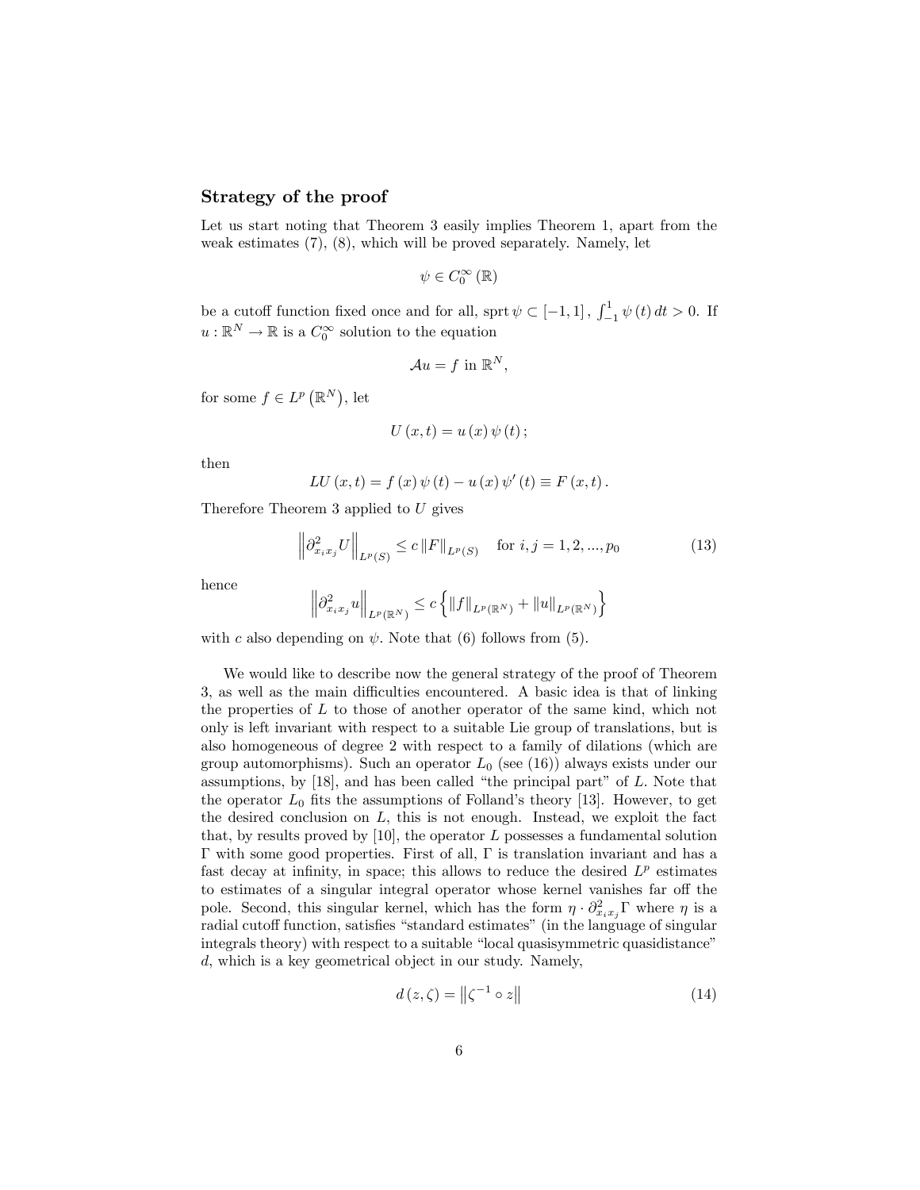## Strategy of the proof

Let us start noting that Theorem 3 easily implies Theorem 1, apart from the weak estimates (7), (8), which will be proved separately. Namely, let

$$\psi \in C_0^\infty(\mathbb{R})$$

be a cutoff function fixed once and for all, $\operatorname{sprt}\psi \subset [-1,1]$, $\int_{-1}^{1}\psi(t)\,dt > 0$. If $u : \mathbb{R}^N \to \mathbb{R}$ is a $C_0^\infty$ solution to the equation

$$\mathcal{A}u = f \text{ in } \mathbb{R}^N,$$

for some $f \in L^p(\mathbb{R}^N)$, let

$$U(x,t) = u(x)\psi(t);$$

then

$$LU(x,t) = f(x)\psi(t) - u(x)\psi'(t) \equiv F(x,t).$$

Therefore Theorem 3 applied to $U$ gives

$$\left\| \partial^2_{x_i x_j} U \right\|_{L^p(S)} \leq c \left\| F \right\|_{L^p(S)} \quad \text{for } i,j = 1,2,...,p_0 \tag{13}$$

hence

$$\left\| \partial^2_{x_i x_j} u \right\|_{L^p(\mathbb{R}^N)} \leq c \left\{ \|f\|_{L^p(\mathbb{R}^N)} + \|u\|_{L^p(\mathbb{R}^N)} \right\}$$

with $c$ also depending on $\psi$. Note that (6) follows from (5).

We would like to describe now the general strategy of the proof of Theorem 3, as well as the main difficulties encountered. A basic idea is that of linking the properties of $L$ to those of another operator of the same kind, which not only is left invariant with respect to a suitable Lie group of translations, but is also homogeneous of degree 2 with respect to a family of dilations (which are group automorphisms). Such an operator $L_0$ (see (16)) always exists under our assumptions, by [18], and has been called "the principal part" of $L$. Note that the operator $L_0$ fits the assumptions of Folland's theory [13]. However, to get the desired conclusion on $L$, this is not enough. Instead, we exploit the fact that, by results proved by [10], the operator $L$ possesses a fundamental solution $\Gamma$ with some good properties. First of all, $\Gamma$ is translation invariant and has a fast decay at infinity, in space; this allows to reduce the desired $L^p$ estimates to estimates of a singular integral operator whose kernel vanishes far off the pole. Second, this singular kernel, which has the form $\eta \cdot \partial^2_{x_i x_j}\Gamma$ where $\eta$ is a radial cutoff function, satisfies "standard estimates" (in the language of singular integrals theory) with respect to a suitable "local quasisymmetric quasidistance" $d$, which is a key geometrical object in our study. Namely,

$$d(z,\zeta) = \left\| \zeta^{-1} \circ z \right\| \tag{14}$$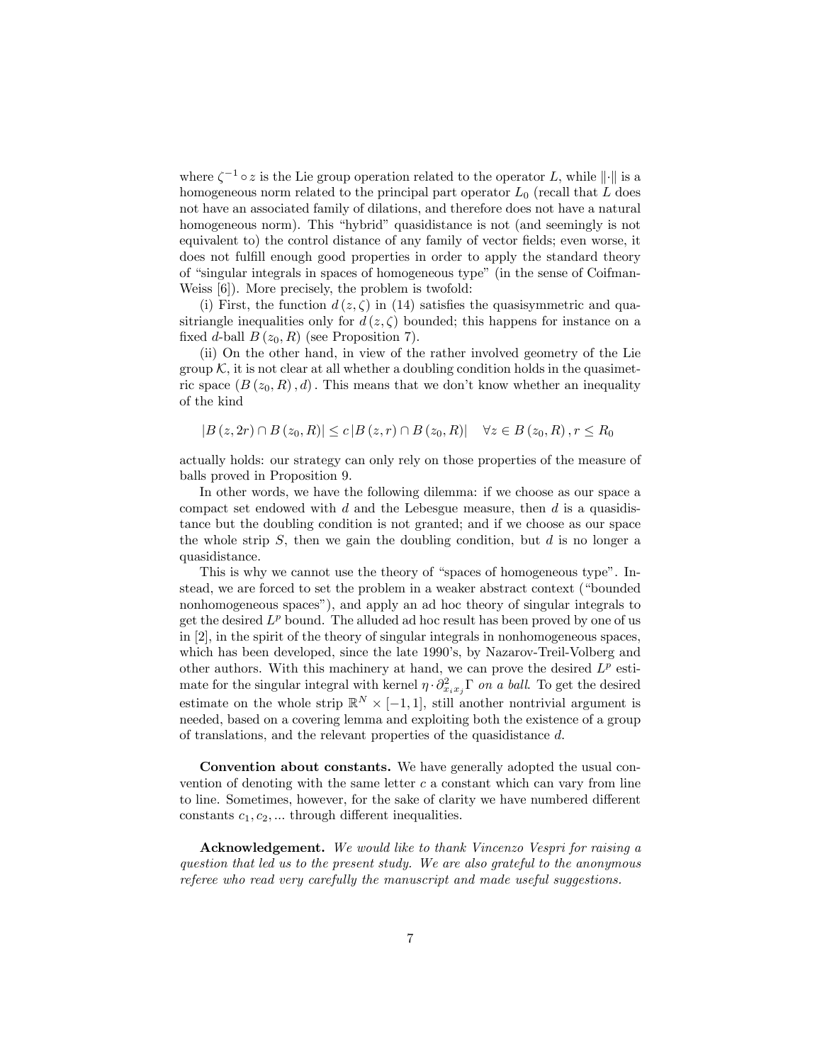where $\zeta^{-1} \circ z$ is the Lie group operation related to the operator $L$, while $\|\cdot\|$ is a homogeneous norm related to the principal part operator $L_0$ (recall that $L$ does not have an associated family of dilations, and therefore does not have a natural homogeneous norm). This "hybrid" quasidistance is not (and seemingly is not equivalent to) the control distance of any family of vector fields; even worse, it does not fulfill enough good properties in order to apply the standard theory of "singular integrals in spaces of homogeneous type" (in the sense of Coifman-Weiss [6]). More precisely, the problem is twofold:

(i) First, the function $d(z, \zeta)$ in (14) satisfies the quasisymmetric and quasitriangle inequalities only for $d(z, \zeta)$ bounded; this happens for instance on a fixed $d$-ball $B(z_0, R)$ (see Proposition 7).

(ii) On the other hand, in view of the rather involved geometry of the Lie group $\mathcal{K}$, it is not clear at all whether a doubling condition holds in the quasimetric space $(B(z_0, R), d)$. This means that we don't know whether an inequality of the kind

$$|B(z, 2r) \cap B(z_0, R)| \leq c |B(z, r) \cap B(z_0, R)| \quad \forall z \in B(z_0, R), r \leq R_0$$

actually holds: our strategy can only rely on those properties of the measure of balls proved in Proposition 9.

In other words, we have the following dilemma: if we choose as our space a compact set endowed with $d$ and the Lebesgue measure, then $d$ is a quasidistance but the doubling condition is not granted; and if we choose as our space the whole strip $S$, then we gain the doubling condition, but $d$ is no longer a quasidistance.

This is why we cannot use the theory of "spaces of homogeneous type". Instead, we are forced to set the problem in a weaker abstract context ("bounded nonhomogeneous spaces"), and apply an ad hoc theory of singular integrals to get the desired $L^p$ bound. The alluded ad hoc result has been proved by one of us in [2], in the spirit of the theory of singular integrals in nonhomogeneous spaces, which has been developed, since the late 1990's, by Nazarov-Treil-Volberg and other authors. With this machinery at hand, we can prove the desired $L^p$ estimate for the singular integral with kernel $\eta \cdot \partial^2_{x_i x_j} \Gamma$ *on a ball*. To get the desired estimate on the whole strip $\mathbb{R}^N \times [-1, 1]$, still another nontrivial argument is needed, based on a covering lemma and exploiting both the existence of a group of translations, and the relevant properties of the quasidistance $d$.

**Convention about constants.** We have generally adopted the usual convention of denoting with the same letter $c$ a constant which can vary from line to line. Sometimes, however, for the sake of clarity we have numbered different constants $c_1, c_2, ...$ through different inequalities.

**Acknowledgement.** *We would like to thank Vincenzo Vespri for raising a question that led us to the present study. We are also grateful to the anonymous referee who read very carefully the manuscript and made useful suggestions.*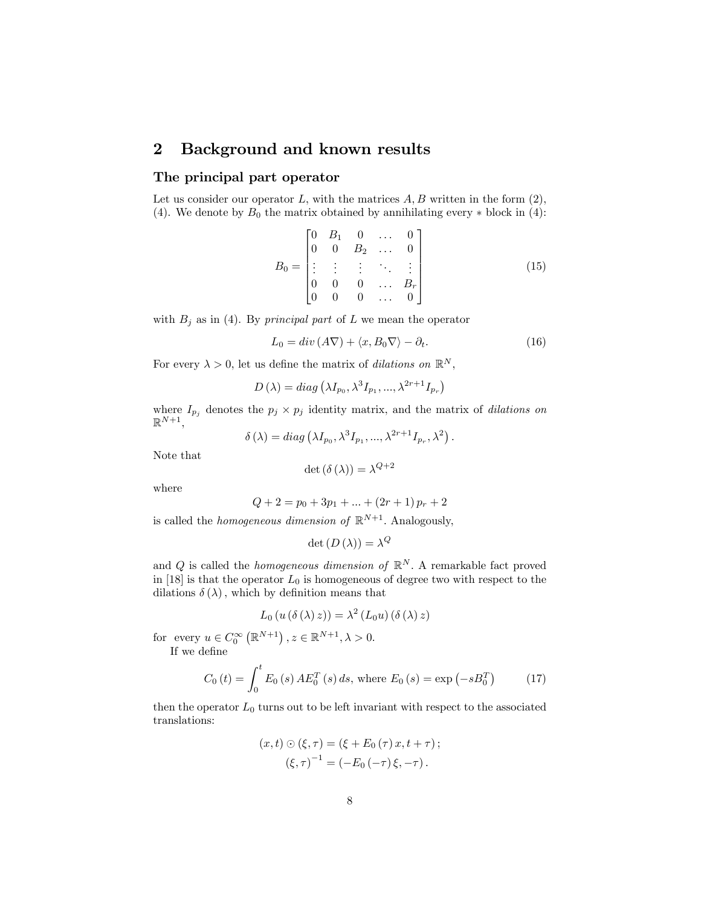## 2 Background and known results

### The principal part operator

Let us consider our operator $L$, with the matrices $A, B$ written in the form (2), (4). We denote by $B_0$ the matrix obtained by annihilating every $*$ block in (4):

$$B_0 = \begin{bmatrix} 0 & B_1 & 0 & \dots & 0 \\ 0 & 0 & B_2 & \dots & 0 \\ \vdots & \vdots & \vdots & \ddots & \vdots \\ 0 & 0 & 0 & \dots & B_r \\ 0 & 0 & 0 & \dots & 0 \end{bmatrix} \tag{15}$$

with $B_j$ as in (4). By *principal part* of $L$ we mean the operator

$$L_0 = div\,(A\nabla) + \langle x, B_0 \nabla\rangle - \partial_t. \tag{16}$$

For every $\lambda > 0$, let us define the matrix of *dilations on* $\mathbb{R}^N$,

$$D(\lambda) = diag\left(\lambda I_{p_0}, \lambda^3 I_{p_1}, ..., \lambda^{2r+1} I_{p_r}\right)$$

where $I_{p_j}$ denotes the $p_j \times p_j$ identity matrix, and the matrix of *dilations on* $\mathbb{R}^{N+1}$,

$$\delta(\lambda) = diag\left(\lambda I_{p_0}, \lambda^3 I_{p_1}, ..., \lambda^{2r+1} I_{p_r}, \lambda^2\right).$$

Note that

$$\det(\delta(\lambda)) = \lambda^{Q+2}$$

where

$$Q + 2 = p_0 + 3p_1 + ... + (2r+1)\,p_r + 2$$

is called the *homogeneous dimension of* $\mathbb{R}^{N+1}$. Analogously,

$$\det(D(\lambda)) = \lambda^Q$$

and $Q$ is called the *homogeneous dimension of* $\mathbb{R}^N$. A remarkable fact proved in [18] is that the operator $L_0$ is homogeneous of degree two with respect to the dilations $\delta(\lambda)$, which by definition means that

$$L_0\left(u\left(\delta(\lambda)\, z\right)\right) = \lambda^2 \left(L_0 u\right)\left(\delta(\lambda)\, z\right)$$

for every $u \in C_0^\infty\left(\mathbb{R}^{N+1}\right), z \in \mathbb{R}^{N+1}, \lambda > 0$.

If we define

$$C_0(t) = \int_0^t E_0(s)\, A E_0^T(s)\, ds, \text{ where } E_0(s) = \exp\left(-sB_0^T\right) \tag{17}$$

then the operator $L_0$ turns out to be left invariant with respect to the associated translations:

$$(x,t) \odot (\xi, \tau) = (\xi + E_0(\tau)\, x, t + \tau);$$
$$(\xi, \tau)^{-1} = (-E_0(-\tau)\, \xi, -\tau).$$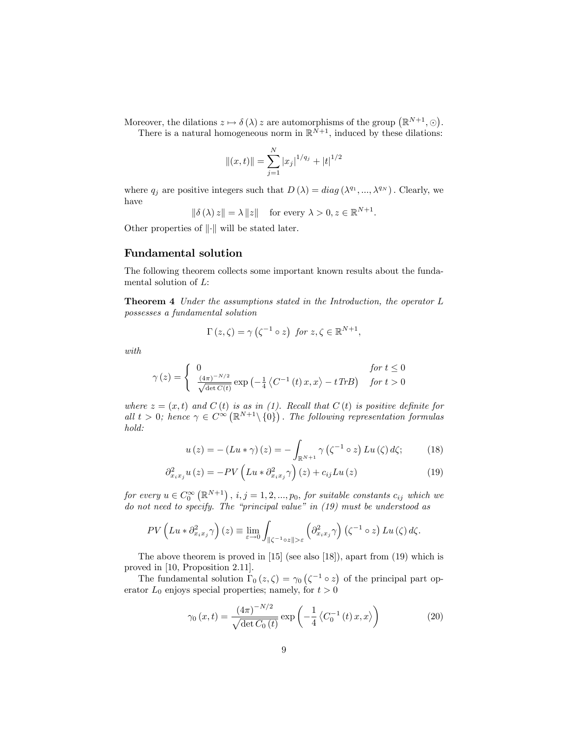Moreover, the dilations $z \mapsto \delta(\lambda) z$ are automorphisms of the group $\left(\mathbb{R}^{N+1}, \odot\right)$.

There is a natural homogeneous norm in $\mathbb{R}^{N+1}$, induced by these dilations:

$$\|(x,t)\| = \sum_{j=1}^{N} |x_j|^{1/q_j} + |t|^{1/2}$$

where $q_j$ are positive integers such that $D(\lambda) = diag\left(\lambda^{q_1}, ..., \lambda^{q_N}\right)$. Clearly, we have

$$\|\delta(\lambda) z\| = \lambda \|z\| \quad \text{for every } \lambda > 0, z \in \mathbb{R}^{N+1}.$$

Other properties of $\|\cdot\|$ will be stated later.

## Fundamental solution

The following theorem collects some important known results about the fundamental solution of $L$:

**Theorem 4** *Under the assumptions stated in the Introduction, the operator $L$ possesses a fundamental solution*

$$\Gamma(z,\zeta) = \gamma\left(\zeta^{-1} \circ z\right) \text{ for } z, \zeta \in \mathbb{R}^{N+1},$$

*with*

$$\gamma(z) = \begin{cases} 0 & \text{for } t \leq 0 \\ \frac{(4\pi)^{-N/2}}{\sqrt{\det C(t)}} \exp\left(-\frac{1}{4}\left\langle C^{-1}(t) x, x\right\rangle - t\, TrB\right) & \text{for } t > 0 \end{cases}$$

*where $z = (x,t)$ and $C(t)$ is as in (1). Recall that $C(t)$ is positive definite for all $t > 0$; hence $\gamma \in C^{\infty}\left(\mathbb{R}^{N+1} \setminus \{0\}\right)$. The following representation formulas hold:*

$$u(z) = -(Lu * \gamma)(z) = -\int_{\mathbb{R}^{N+1}} \gamma\left(\zeta^{-1} \circ z\right) Lu(\zeta)\, d\zeta; \tag{18}$$

$$\partial^2_{x_i x_j} u(z) = -PV\left(Lu * \partial^2_{x_i x_j}\gamma\right)(z) + c_{ij} Lu(z) \tag{19}$$

*for every $u \in C_0^{\infty}\left(\mathbb{R}^{N+1}\right)$, $i, j = 1, 2, ..., p_0$, for suitable constants $c_{ij}$ which we do not need to specify. The "principal value" in (19) must be understood as*

$$PV\left(Lu * \partial^2_{x_i x_j}\gamma\right)(z) \equiv \lim_{\varepsilon \to 0} \int_{\|\zeta^{-1} \circ z\| > \varepsilon} \left(\partial^2_{x_i x_j}\gamma\right)\left(\zeta^{-1} \circ z\right) Lu(\zeta)\, d\zeta.$$

The above theorem is proved in [15] (see also [18]), apart from (19) which is proved in [10, Proposition 2.11].

The fundamental solution $\Gamma_0(z,\zeta) = \gamma_0\left(\zeta^{-1} \circ z\right)$ of the principal part operator $L_0$ enjoys special properties; namely, for $t > 0$

$$\gamma_0(x,t) = \frac{(4\pi)^{-N/2}}{\sqrt{\det C_0(t)}} \exp\left(-\frac{1}{4}\left\langle C_0^{-1}(t) x, x\right\rangle\right) \tag{20}$$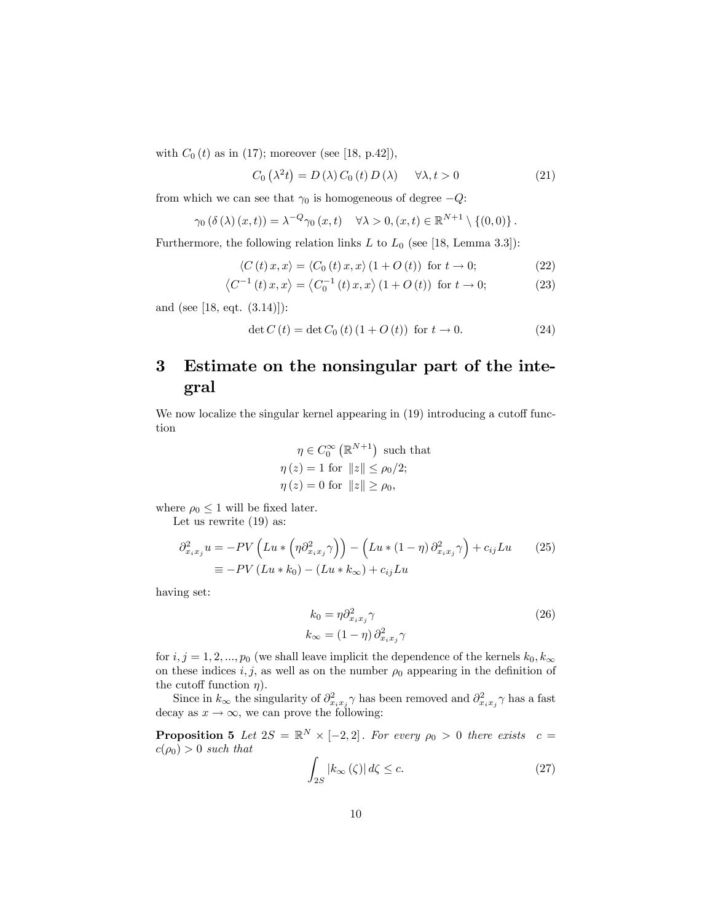with $C_0(t)$ as in (17); moreover (see [18, p.42]),

$$C_0\left(\lambda^2 t\right) = D(\lambda)\, C_0(t)\, D(\lambda) \qquad \forall \lambda, t > 0 \tag{21}$$

from which we can see that $\gamma_0$ is homogeneous of degree $-Q$:

$$\gamma_0\left(\delta(\lambda)(x,t)\right) = \lambda^{-Q}\gamma_0(x,t) \quad \forall \lambda > 0, (x,t) \in \mathbb{R}^{N+1} \setminus \{(0,0)\}.$$

Furthermore, the following relation links $L$ to $L_0$ (see [18, Lemma 3.3]):

$$\langle C(t)\, x, x\rangle = \langle C_0(t)\, x, x\rangle \left(1 + O(t)\right) \text{ for } t \to 0; \tag{22}$$

$$\left\langle C^{-1}(t)\, x, x\right\rangle = \left\langle C_0^{-1}(t)\, x, x\right\rangle \left(1 + O(t)\right) \text{ for } t \to 0; \tag{23}$$

and (see [18, eqt. (3.14)]):

$$\det C(t) = \det C_0(t)\left(1 + O(t)\right) \text{ for } t \to 0. \tag{24}$$

# 3 Estimate on the nonsingular part of the integral

We now localize the singular kernel appearing in (19) introducing a cutoff function

$$\begin{gathered}\eta \in C_0^\infty\left(\mathbb{R}^{N+1}\right) \text{ such that} \\ \eta(z) = 1 \text{ for } \|z\| \leq \rho_0/2; \\ \eta(z) = 0 \text{ for } \|z\| \geq \rho_0,\end{gathered}$$

where $\rho_0 \leq 1$ will be fixed later.

Let us rewrite (19) as:

$$\begin{aligned}\partial^2_{x_i x_j} u &= -PV\left(Lu * \left(\eta \partial^2_{x_i x_j}\gamma\right)\right) - \left(Lu * (1-\eta)\, \partial^2_{x_i x_j}\gamma\right) + c_{ij} Lu \\ &\equiv -PV\left(Lu * k_0\right) - \left(Lu * k_\infty\right) + c_{ij} Lu\end{aligned} \tag{25}$$

having set:

$$\begin{aligned}k_0 &= \eta \partial^2_{x_i x_j}\gamma \\ k_\infty &= (1-\eta)\, \partial^2_{x_i x_j}\gamma\end{aligned} \tag{26}$$

for $i, j = 1, 2, ..., p_0$ (we shall leave implicit the dependence of the kernels $k_0, k_\infty$ on these indices $i, j$, as well as on the number $\rho_0$ appearing in the definition of the cutoff function $\eta$).

Since in $k_\infty$ the singularity of $\partial^2_{x_i x_j}\gamma$ has been removed and $\partial^2_{x_i x_j}\gamma$ has a fast decay as $x \to \infty$, we can prove the following:

**Proposition 5** *Let $2S = \mathbb{R}^N \times [-2, 2]$. For every $\rho_0 > 0$ there exists $c = c(\rho_0) > 0$ such that*

$$\int_{2S} |k_\infty(\zeta)|\, d\zeta \leq c. \tag{27}$$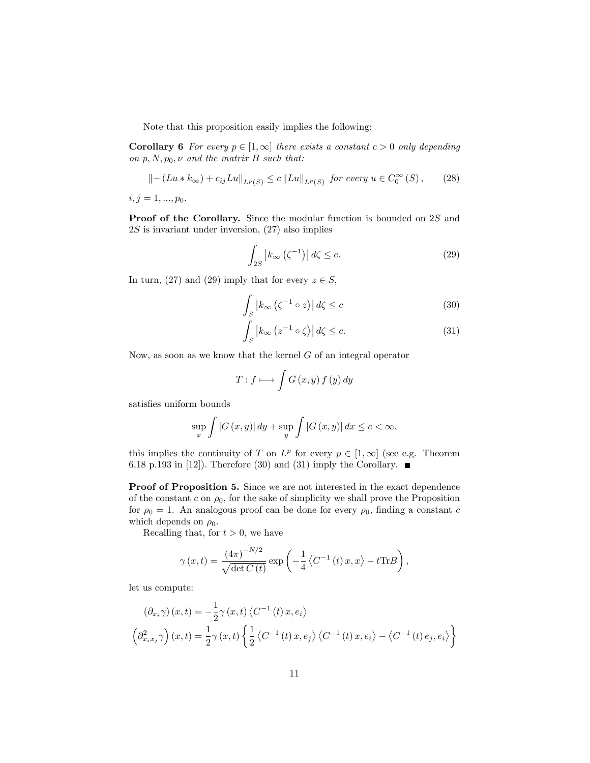Note that this proposition easily implies the following:

**Corollary 6** *For every $p \in [1, \infty]$ there exists a constant $c > 0$ only depending on $p, N, p_0, \nu$ and the matrix $B$ such that:*

$$\left\| -(Lu * k_\infty) + c_{ij} Lu \right\|_{L^p(S)} \le c \left\| Lu \right\|_{L^p(S)} \text{ for every } u \in C_0^\infty(S), \tag{28}$$

$i, j = 1, ..., p_0$.

**Proof of the Corollary.** Since the modular function is bounded on $2S$ and $2S$ is invariant under inversion, (27) also implies

$$\int_{2S} \left| k_\infty\left(\zeta^{-1}\right) \right| d\zeta \le c. \tag{29}$$

In turn, (27) and (29) imply that for every $z \in S$,

$$\int_S \left| k_\infty\left(\zeta^{-1} \circ z\right) \right| d\zeta \le c \tag{30}$$

$$\int_S \left| k_\infty\left(z^{-1} \circ \zeta\right) \right| d\zeta \le c. \tag{31}$$

Now, as soon as we know that the kernel $G$ of an integral operator

$$T : f \longmapsto \int G(x, y) f(y) \, dy$$

satisfies uniform bounds

$$\sup_x \int |G(x, y)| \, dy + \sup_y \int |G(x, y)| \, dx \le c < \infty,$$

this implies the continuity of $T$ on $L^p$ for every $p \in [1, \infty]$ (see e.g. Theorem 6.18 p.193 in [12]). Therefore (30) and (31) imply the Corollary. ■

**Proof of Proposition 5.** Since we are not interested in the exact dependence of the constant $c$ on $\rho_0$, for the sake of simplicity we shall prove the Proposition for $\rho_0 = 1$. An analogous proof can be done for every $\rho_0$, finding a constant $c$ which depends on $\rho_0$.

Recalling that, for $t > 0$, we have

$$\gamma(x, t) = \frac{(4\pi)^{-N/2}}{\sqrt{\det C(t)}} \exp\left( -\frac{1}{4} \left\langle C^{-1}(t) x, x \right\rangle - t \mathrm{Tr} B \right),$$

let us compute:

$$\left(\partial_{x_i} \gamma\right)(x, t) = -\frac{1}{2} \gamma(x, t) \left\langle C^{-1}(t) x, e_i \right\rangle$$

$$\left(\partial^2_{x_i x_j} \gamma\right)(x, t) = \frac{1}{2} \gamma(x, t) \left\{ \frac{1}{2} \left\langle C^{-1}(t) x, e_j \right\rangle \left\langle C^{-1}(t) x, e_i \right\rangle - \left\langle C^{-1}(t) e_j, e_i \right\rangle \right\}$$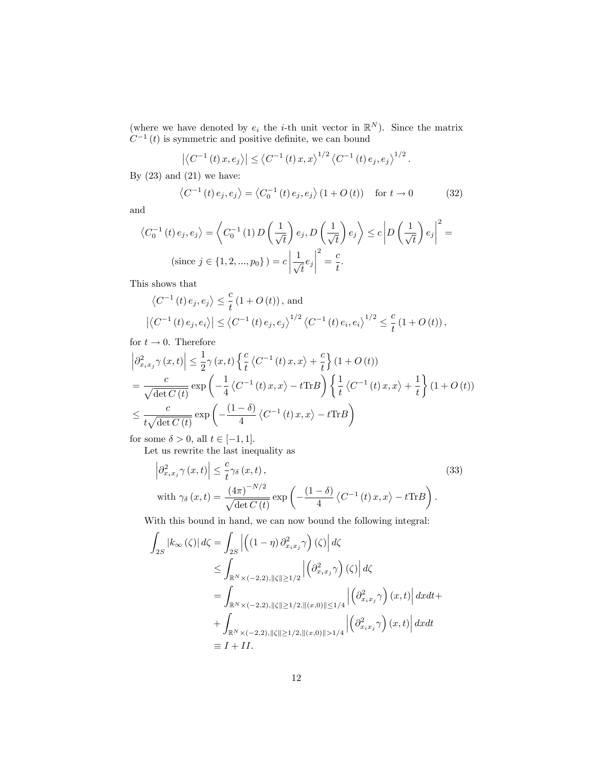(where we have denoted by $e_i$ the $i$-th unit vector in $\mathbb{R}^N$). Since the matrix $C^{-1}(t)$ is symmetric and positive definite, we can bound

$$\left|\left\langle C^{-1}(t)\,x, e_j\right\rangle\right| \leq \left\langle C^{-1}(t)\,x, x\right\rangle^{1/2}\left\langle C^{-1}(t)\,e_j, e_j\right\rangle^{1/2}.$$

By (23) and (21) we have:

$$\left\langle C^{-1}(t)\,e_j, e_j\right\rangle = \left\langle C_0^{-1}(t)\,e_j, e_j\right\rangle(1+O(t)) \quad \text{for } t \to 0 \tag{32}$$

and

$$\left\langle C_0^{-1}(t)\,e_j, e_j\right\rangle = \left\langle C_0^{-1}(1)\,D\left(\frac{1}{\sqrt{t}}\right)e_j, D\left(\frac{1}{\sqrt{t}}\right)e_j\right\rangle \leq c\left|D\left(\frac{1}{\sqrt{t}}\right)e_j\right|^2 =$$

$$(\text{since } j \in \{1,2,...,p_0\}\,) = c\left|\frac{1}{\sqrt{t}}e_j\right|^2 = \frac{c}{t}.$$

This shows that

$$\left\langle C^{-1}(t)\,e_j, e_j\right\rangle \leq \frac{c}{t}(1+O(t)), \text{ and}$$

$$\left|\left\langle C^{-1}(t)\,e_j, e_i\right\rangle\right| \leq \left\langle C^{-1}(t)\,e_j, e_j\right\rangle^{1/2}\left\langle C^{-1}(t)\,e_i, e_i\right\rangle^{1/2} \leq \frac{c}{t}(1+O(t)),$$

for $t \to 0$. Therefore

$$\left|\partial^2_{x_i x_j}\gamma(x,t)\right| \leq \frac{1}{2}\gamma(x,t)\left\{\frac{c}{t}\left\langle C^{-1}(t)\,x, x\right\rangle + \frac{c}{t}\right\}(1+O(t))$$

$$= \frac{c}{\sqrt{\det C(t)}}\exp\left(-\frac{1}{4}\left\langle C^{-1}(t)\,x, x\right\rangle - t\mathrm{Tr}B\right)\left\{\frac{1}{t}\left\langle C^{-1}(t)\,x, x\right\rangle + \frac{1}{t}\right\}(1+O(t))$$

$$\leq \frac{c}{t\sqrt{\det C(t)}}\exp\left(-\frac{(1-\delta)}{4}\left\langle C^{-1}(t)\,x, x\right\rangle - t\mathrm{Tr}B\right)$$

for some $\delta > 0$, all $t \in [-1,1]$.

Let us rewrite the last inequality as

$$\left|\partial^2_{x_i x_j}\gamma(x,t)\right| \leq \frac{c}{t}\gamma_\delta(x,t), \tag{33}$$

$$\text{with } \gamma_\delta(x,t) = \frac{(4\pi)^{-N/2}}{\sqrt{\det C(t)}}\exp\left(-\frac{(1-\delta)}{4}\left\langle C^{-1}(t)\,x, x\right\rangle - t\mathrm{Tr}B\right).$$

With this bound in hand, we can now bound the following integral:

$$\begin{aligned}
\int_{2S}|k_\infty(\zeta)|\,d\zeta &= \int_{2S}\left|\left((1-\eta)\,\partial^2_{x_i x_j}\gamma\right)(\zeta)\right|d\zeta \\
&\leq \int_{\mathbb{R}^N\times(-2,2),\|\zeta\|\geq 1/2}\left|\left(\partial^2_{x_i x_j}\gamma\right)(\zeta)\right|d\zeta \\
&= \int_{\mathbb{R}^N\times(-2,2),\|\zeta\|\geq 1/2,\|(x,0)\|\leq 1/4}\left|\left(\partial^2_{x_i x_j}\gamma\right)(x,t)\right|dxdt + \\
&\quad + \int_{\mathbb{R}^N\times(-2,2),\|\zeta\|\geq 1/2,\|(x,0)\|> 1/4}\left|\left(\partial^2_{x_i x_j}\gamma\right)(x,t)\right|dxdt \\
&\equiv I + II.
\end{aligned}$$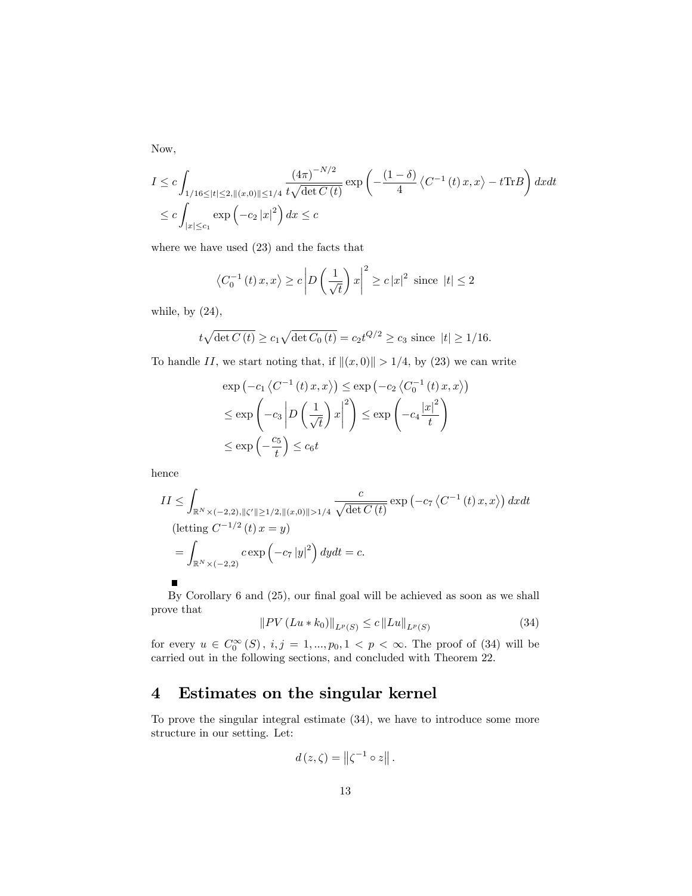Now,

$$
\begin{aligned}
I &\leq c \int_{1/16 \leq |t| \leq 2, \|(x,0)\| \leq 1/4} \frac{(4\pi)^{-N/2}}{t\sqrt{\det C(t)}} \exp\left( -\frac{(1-\delta)}{4} \left\langle C^{-1}(t)\, x, x \right\rangle - t \operatorname{Tr} B \right) dx dt \\
&\leq c \int_{|x| \leq c_1} \exp\left( -c_2 |x|^2 \right) dx \leq c
\end{aligned}
$$

where we have used (23) and the facts that

$$
\left\langle C_0^{-1}(t)\, x, x \right\rangle \geq c \left| D\left( \frac{1}{\sqrt{t}} \right) x \right|^2 \geq c\, |x|^2 \text{ since } |t| \leq 2
$$

while, by (24),

$$
t\sqrt{\det C(t)} \geq c_1 \sqrt{\det C_0(t)} = c_2 t^{Q/2} \geq c_3 \text{ since } |t| \geq 1/16.
$$

To handle $II$, we start noting that, if $\|(x,0)\| > 1/4$, by (23) we can write

$$
\begin{aligned}
\exp\left( -c_1 \left\langle C^{-1}(t)\, x, x \right\rangle \right) &\leq \exp\left( -c_2 \left\langle C_0^{-1}(t)\, x, x \right\rangle \right) \\
&\leq \exp\left( -c_3 \left| D\left( \frac{1}{\sqrt{t}} \right) x \right|^2 \right) \leq \exp\left( -c_4 \frac{|x|^2}{t} \right) \\
&\leq \exp\left( -\frac{c_5}{t} \right) \leq c_6 t
\end{aligned}
$$

hence

$$
\begin{aligned}
II &\leq \int_{\mathbb{R}^N \times (-2,2), \|\zeta'\| \geq 1/2, \|(x,0)\| > 1/4} \frac{c}{\sqrt{\det C(t)}} \exp\left( -c_7 \left\langle C^{-1}(t)\, x, x \right\rangle \right) dx dt \\
&\quad \text{(letting } C^{-1/2}(t)\, x = y\text{)} \\
&= \int_{\mathbb{R}^N \times (-2,2)} c \exp\left( -c_7 |y|^2 \right) dy dt = c.
\end{aligned}
$$

∎

By Corollary 6 and (25), our final goal will be achieved as soon as we shall prove that

$$
\| PV\, (Lu * k_0) \|_{L^p(S)} \leq c\, \| Lu \|_{L^p(S)} \tag{34}
$$

for every $u \in C_0^\infty(S)$, $i, j = 1, ..., p_0, 1 < p < \infty$. The proof of (34) will be carried out in the following sections, and concluded with Theorem 22.

# 4 Estimates on the singular kernel

To prove the singular integral estimate (34), we have to introduce some more structure in our setting. Let:

$$
d(z, \zeta) = \left\| \zeta^{-1} \circ z \right\|.
$$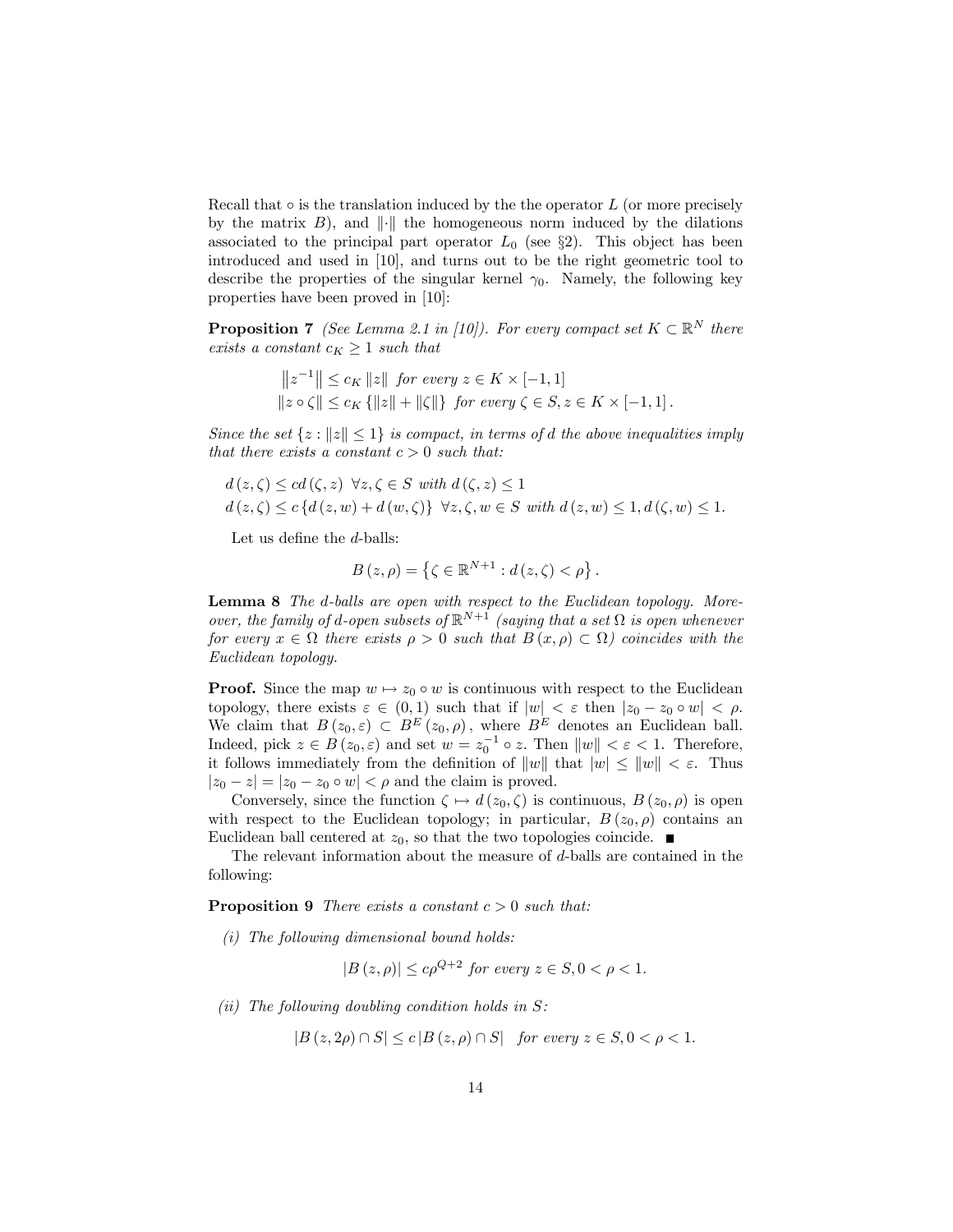Recall that $\circ$ is the translation induced by the the operator $L$ (or more precisely by the matrix $B$), and $\|\cdot\|$ the homogeneous norm induced by the dilations associated to the principal part operator $L_0$ (see §2). This object has been introduced and used in [10], and turns out to be the right geometric tool to describe the properties of the singular kernel $\gamma_0$. Namely, the following key properties have been proved in [10]:

**Proposition 7** *(See Lemma 2.1 in [10]). For every compact set $K \subset \mathbb{R}^N$ there exists a constant $c_K \geq 1$ such that*

$$\begin{aligned} \left\|z^{-1}\right\| &\leq c_K \left\|z\right\| \text{ for every } z \in K \times [-1,1] \\ \left\|z \circ \zeta\right\| &\leq c_K \left\{\left\|z\right\| + \left\|\zeta\right\|\right\} \text{ for every } \zeta \in S, z \in K \times [-1,1]. \end{aligned}$$

*Since the set $\{z : \|z\| \leq 1\}$ is compact, in terms of $d$ the above inequalities imply that there exists a constant $c > 0$ such that:*

$$\begin{aligned} &d(z,\zeta) \leq c d(\zeta, z) \;\; \forall z, \zeta \in S \text{ with } d(\zeta, z) \leq 1 \\ &d(z,\zeta) \leq c\left\{d(z,w) + d(w,\zeta)\right\} \;\; \forall z, \zeta, w \in S \text{ with } d(z,w) \leq 1, d(\zeta, w) \leq 1. \end{aligned}$$

Let us define the $d$-balls:

$$B(z,\rho) = \left\{\zeta \in \mathbb{R}^{N+1} : d(z,\zeta) < \rho\right\}.$$

**Lemma 8** *The $d$-balls are open with respect to the Euclidean topology. Moreover, the family of $d$-open subsets of $\mathbb{R}^{N+1}$ (saying that a set $\Omega$ is open whenever for every $x \in \Omega$ there exists $\rho > 0$ such that $B(x,\rho) \subset \Omega$) coincides with the Euclidean topology.*

**Proof.** Since the map $w \mapsto z_0 \circ w$ is continuous with respect to the Euclidean topology, there exists $\varepsilon \in (0,1)$ such that if $|w| < \varepsilon$ then $|z_0 - z_0 \circ w| < \rho$. We claim that $B(z_0, \varepsilon) \subset B^E(z_0, \rho)$, where $B^E$ denotes an Euclidean ball. Indeed, pick $z \in B(z_0, \varepsilon)$ and set $w = z_0^{-1} \circ z$. Then $\|w\| < \varepsilon < 1$. Therefore, it follows immediately from the definition of $\|w\|$ that $|w| \leq \|w\| < \varepsilon$. Thus $|z_0 - z| = |z_0 - z_0 \circ w| < \rho$ and the claim is proved.

Conversely, since the function $\zeta \mapsto d(z_0, \zeta)$ is continuous, $B(z_0, \rho)$ is open with respect to the Euclidean topology; in particular, $B(z_0, \rho)$ contains an Euclidean ball centered at $z_0$, so that the two topologies coincide. ∎

The relevant information about the measure of $d$-balls are contained in the following:

**Proposition 9** *There exists a constant $c > 0$ such that:*

*(i) The following dimensional bound holds:*

$$|B(z,\rho)| \leq c\rho^{Q+2} \text{ for every } z \in S, 0 < \rho < 1.$$

*(ii) The following doubling condition holds in $S$:*

$$|B(z, 2\rho) \cap S| \leq c\,|B(z,\rho) \cap S| \quad \text{for every } z \in S, 0 < \rho < 1.$$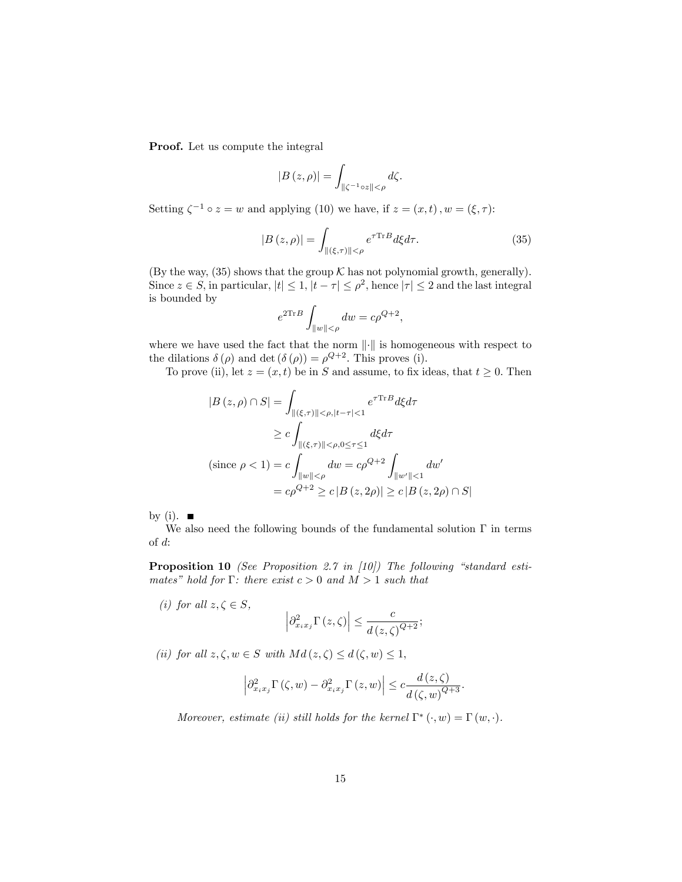**Proof.** Let us compute the integral

$$|B(z,\rho)| = \int_{\|\zeta^{-1}\circ z\|<\rho} d\zeta.$$

Setting $\zeta^{-1}\circ z = w$ and applying (10) we have, if $z=(x,t)\,, w=(\xi,\tau)$:

$$|B(z,\rho)| = \int_{\|(\xi,\tau)\|<\rho} e^{\tau \operatorname{Tr} B} d\xi d\tau. \tag{35}$$

(By the way, (35) shows that the group $\mathcal{K}$ has not polynomial growth, generally). Since $z\in S$, in particular, $|t|\le 1$, $|t-\tau|\le \rho^2$, hence $|\tau|\le 2$ and the last integral is bounded by

$$e^{2\operatorname{Tr} B}\int_{\|w\|<\rho} dw = c\rho^{Q+2},$$

where we have used the fact that the norm $\|\cdot\|$ is homogeneous with respect to the dilations $\delta(\rho)$ and $\det(\delta(\rho)) = \rho^{Q+2}$. This proves (i).

To prove (ii), let $z=(x,t)$ be in $S$ and assume, to fix ideas, that $t\ge 0$. Then

$$\begin{aligned}
|B(z,\rho)\cap S| &= \int_{\|(\xi,\tau)\|<\rho, |t-\tau|<1} e^{\tau \operatorname{Tr} B} d\xi d\tau \\
&\ge c\int_{\|(\xi,\tau)\|<\rho, 0\le\tau\le 1} d\xi d\tau \\
(\text{since } \rho<1) &= c\int_{\|w\|<\rho} dw = c\rho^{Q+2}\int_{\|w'\|<1} dw' \\
&= c\rho^{Q+2} \ge c\,|B(z,2\rho)| \ge c\,|B(z,2\rho)\cap S|
\end{aligned}$$

by (i). ■

We also need the following bounds of the fundamental solution $\Gamma$ in terms of $d$:

**Proposition 10** *(See Proposition 2.7 in [10]) The following "standard estimates" hold for $\Gamma$: there exist $c>0$ and $M>1$ such that*

*(i) for all $z,\zeta\in S$,*

$$\left|\partial^2_{x_i x_j}\Gamma(z,\zeta)\right| \le \frac{c}{d(z,\zeta)^{Q+2}};$$

*(ii) for all $z,\zeta,w\in S$ with $M d(z,\zeta)\le d(\zeta,w)\le 1$,*

$$\left|\partial^2_{x_i x_j}\Gamma(\zeta,w) - \partial^2_{x_i x_j}\Gamma(z,w)\right| \le c\frac{d(z,\zeta)}{d(\zeta,w)^{Q+3}}.$$

*Moreover, estimate (ii) still holds for the kernel $\Gamma^*(\cdot,w) = \Gamma(w,\cdot)$.*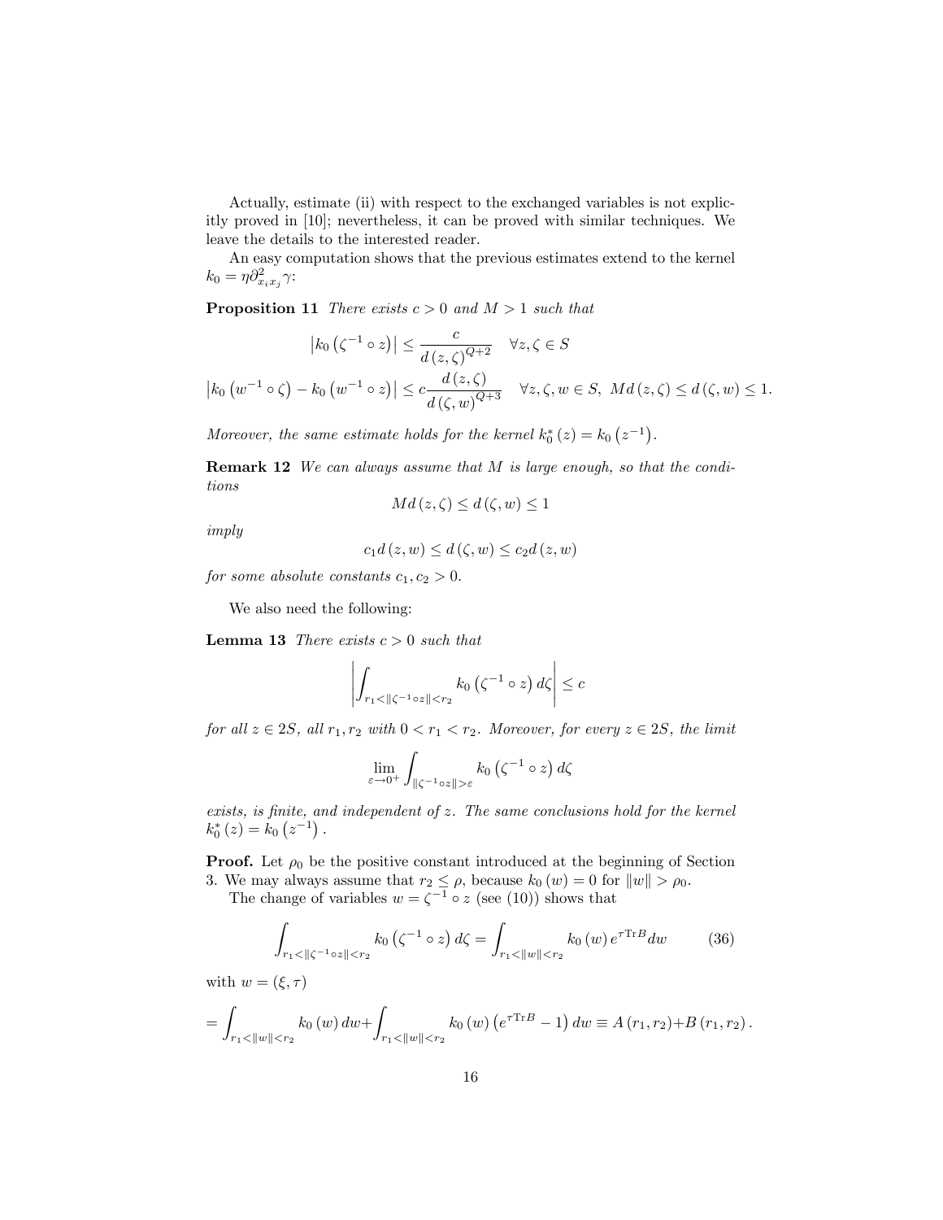Actually, estimate (ii) with respect to the exchanged variables is not explicitly proved in [10]; nevertheless, it can be proved with similar techniques. We leave the details to the interested reader.

An easy computation shows that the previous estimates extend to the kernel $k_0 = \eta \partial^2_{x_i x_j} \gamma$:

**Proposition 11** *There exists $c > 0$ and $M > 1$ such that*

$$\left| k_0 \left( \zeta^{-1} \circ z \right) \right| \leq \frac{c}{d(z, \zeta)^{Q+2}} \quad \forall z, \zeta \in S$$

$$\left| k_0 \left( w^{-1} \circ \zeta \right) - k_0 \left( w^{-1} \circ z \right) \right| \leq c \frac{d(z, \zeta)}{d(\zeta, w)^{Q+3}} \quad \forall z, \zeta, w \in S, \ M d(z, \zeta) \leq d(\zeta, w) \leq 1.$$

*Moreover, the same estimate holds for the kernel $k_0^* (z) = k_0 \left( z^{-1} \right)$.*

**Remark 12** *We can always assume that $M$ is large enough, so that the conditions*

$$M d(z, \zeta) \leq d(\zeta, w) \leq 1$$

*imply*

$$c_1 d(z, w) \leq d(\zeta, w) \leq c_2 d(z, w)$$

*for some absolute constants $c_1, c_2 > 0$.*

We also need the following:

**Lemma 13** *There exists $c > 0$ such that*

$$\left| \int_{r_1 < \| \zeta^{-1} \circ z \| < r_2} k_0 \left( \zeta^{-1} \circ z \right) d\zeta \right| \leq c$$

*for all $z \in 2S$, all $r_1, r_2$ with $0 < r_1 < r_2$. Moreover, for every $z \in 2S$, the limit*

$$\lim_{\varepsilon \to 0^+} \int_{\| \zeta^{-1} \circ z \| > \varepsilon} k_0 \left( \zeta^{-1} \circ z \right) d\zeta$$

*exists, is finite, and independent of $z$. The same conclusions hold for the kernel $k_0^* (z) = k_0 \left( z^{-1} \right)$.*

**Proof.** Let $\rho_0$ be the positive constant introduced at the beginning of Section 3. We may always assume that $r_2 \leq \rho$, because $k_0 (w) = 0$ for $\| w \| > \rho_0$.

The change of variables $w = \zeta^{-1} \circ z$ (see (10)) shows that

$$\int_{r_1 < \| \zeta^{-1} \circ z \| < r_2} k_0 \left( \zeta^{-1} \circ z \right) d\zeta = \int_{r_1 < \| w \| < r_2} k_0 (w) e^{\tau \operatorname{Tr} B} dw \tag{36}$$

with $w = (\xi, \tau)$

$$= \int_{r_1 < \| w \| < r_2} k_0 (w) dw + \int_{r_1 < \| w \| < r_2} k_0 (w) \left( e^{\tau \operatorname{Tr} B} - 1 \right) dw \equiv A(r_1, r_2) + B(r_1, r_2).$$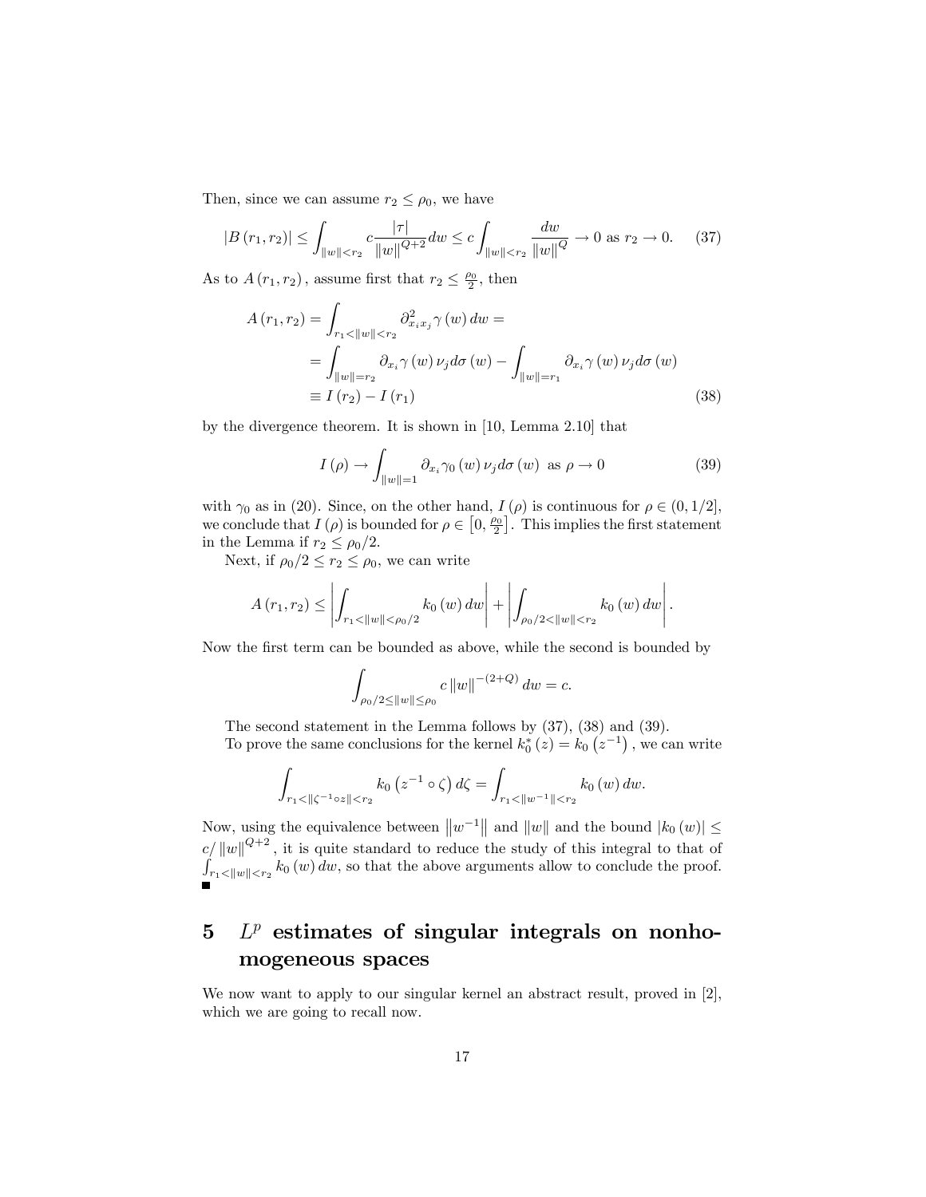Then, since we can assume $r_2 \leq \rho_0$, we have

$$|B(r_1, r_2)| \leq \int_{\|w\|<r_2} c \frac{|\tau|}{\|w\|^{Q+2}} dw \leq c \int_{\|w\|<r_2} \frac{dw}{\|w\|^{Q}} \to 0 \text{ as } r_2 \to 0. \tag{37}$$

As to $A(r_1, r_2)$, assume first that $r_2 \leq \frac{\rho_0}{2}$, then

$$\begin{aligned} A(r_1, r_2) &= \int_{r_1<\|w\|<r_2} \partial^2_{x_i x_j} \gamma(w)\, dw = \\ &= \int_{\|w\|=r_2} \partial_{x_i} \gamma(w)\, \nu_j d\sigma(w) - \int_{\|w\|=r_1} \partial_{x_i} \gamma(w)\, \nu_j d\sigma(w) \\ &\equiv I(r_2) - I(r_1) \end{aligned} \tag{38}$$

by the divergence theorem. It is shown in [10, Lemma 2.10] that

$$I(\rho) \to \int_{\|w\|=1} \partial_{x_i} \gamma_0(w)\, \nu_j d\sigma(w) \text{ as } \rho \to 0 \tag{39}$$

with $\gamma_0$ as in (20). Since, on the other hand, $I(\rho)$ is continuous for $\rho \in (0, 1/2]$, we conclude that $I(\rho)$ is bounded for $\rho \in \left[0, \frac{\rho_0}{2}\right]$. This implies the first statement in the Lemma if $r_2 \leq \rho_0/2$.

Next, if $\rho_0/2 \leq r_2 \leq \rho_0$, we can write

$$A(r_1, r_2) \leq \left| \int_{r_1<\|w\|<\rho_0/2} k_0(w)\, dw \right| + \left| \int_{\rho_0/2<\|w\|<r_2} k_0(w)\, dw \right|.$$

Now the first term can be bounded as above, while the second is bounded by

$$\int_{\rho_0/2\leq\|w\|\leq\rho_0} c\, \|w\|^{-(2+Q)}\, dw = c.$$

The second statement in the Lemma follows by (37), (38) and (39).

To prove the same conclusions for the kernel $k_0^*(z) = k_0(z^{-1})$, we can write

$$\int_{r_1<\|\zeta^{-1}\circ z\|<r_2} k_0(z^{-1} \circ \zeta)\, d\zeta = \int_{r_1<\|w^{-1}\|<r_2} k_0(w)\, dw.$$

Now, using the equivalence between $\|w^{-1}\|$ and $\|w\|$ and the bound $|k_0(w)| \leq c/\|w\|^{Q+2}$, it is quite standard to reduce the study of this integral to that of $\int_{r_1<\|w\|<r_2} k_0(w)\, dw$, so that the above arguments allow to conclude the proof. ■

# 5 $L^p$ estimates of singular integrals on nonhomogeneous spaces

We now want to apply to our singular kernel an abstract result, proved in [2], which we are going to recall now.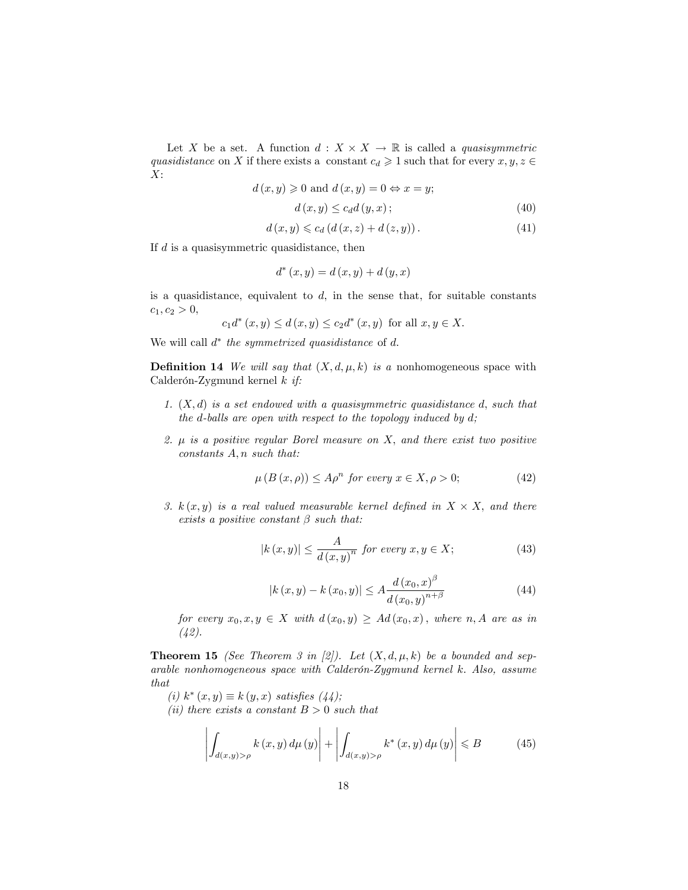Let $X$ be a set. A function $d : X \times X \to \mathbb{R}$ is called a *quasisymmetric quasidistance* on $X$ if there exists a constant $c_d \geqslant 1$ such that for every $x, y, z \in X$:

$$d(x,y) \geqslant 0 \text{ and } d(x,y) = 0 \Leftrightarrow x = y;$$

$$d(x,y) \leq c_d d(y,x); \tag{40}$$

$$d(x,y) \leqslant c_d \left( d(x,z) + d(z,y) \right). \tag{41}$$

If $d$ is a quasisymmetric quasidistance, then

$$d^*(x,y) = d(x,y) + d(y,x)$$

is a quasidistance, equivalent to $d$, in the sense that, for suitable constants $c_1, c_2 > 0$,

$$c_1 d^*(x,y) \leq d(x,y) \leq c_2 d^*(x,y) \text{ for all } x, y \in X.$$

We will call $d^*$ *the symmetrized quasidistance* of $d$.

**Definition 14** *We will say that $(X, d, \mu, k)$ is a* nonhomogeneous space with Calderón-Zygmund kernel $k$ *if:*

1. *$(X, d)$ is a set endowed with a quasisymmetric quasidistance $d$, such that the $d$-balls are open with respect to the topology induced by $d$;*
2. *$\mu$ is a positive regular Borel measure on $X$, and there exist two positive constants $A, n$ such that:*

$$\mu(B(x,\rho)) \leq A\rho^n \text{ for every } x \in X, \rho > 0; \tag{42}$$

3. *$k(x,y)$ is a real valued measurable kernel defined in $X \times X$, and there exists a positive constant $\beta$ such that:*

$$|k(x,y)| \leq \frac{A}{d(x,y)^n} \text{ for every } x, y \in X; \tag{43}$$

$$|k(x,y) - k(x_0,y)| \leq A \frac{d(x_0,x)^\beta}{d(x_0,y)^{n+\beta}} \tag{44}$$

*for every $x_0, x, y \in X$ with $d(x_0,y) \geq A d(x_0,x)$, where $n, A$ are as in (42).*

**Theorem 15** *(See Theorem 3 in [2]). Let $(X, d, \mu, k)$ be a bounded and separable nonhomogeneous space with Calderón-Zygmund kernel $k$. Also, assume that*

*(i) $k^*(x,y) \equiv k(y,x)$ satisfies (44);*

*(ii) there exists a constant $B > 0$ such that*

$$\left| \int_{d(x,y)>\rho} k(x,y)\, d\mu(y) \right| + \left| \int_{d(x,y)>\rho} k^*(x,y)\, d\mu(y) \right| \leqslant B \tag{45}$$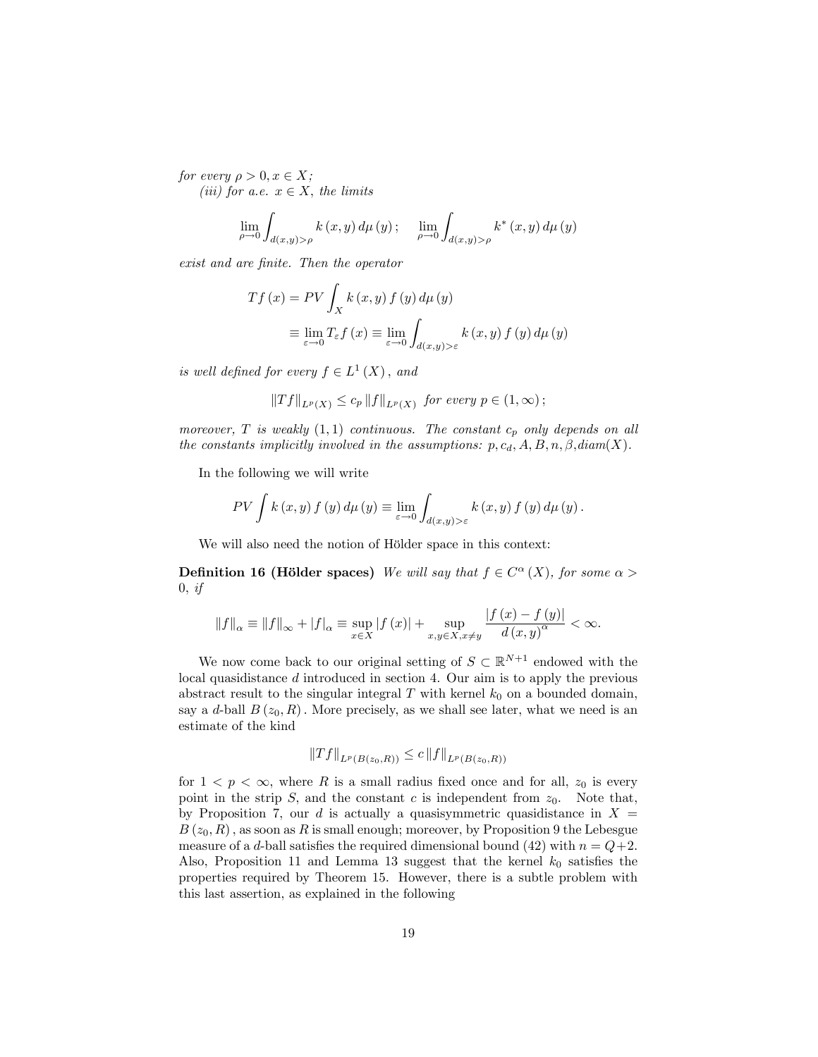*for every $\rho > 0, x \in X$;*

*(iii) for a.e. $x \in X$, the limits*

$$\lim_{\rho \to 0} \int_{d(x,y)>\rho} k(x,y)\, d\mu(y); \qquad \lim_{\rho \to 0} \int_{d(x,y)>\rho} k^{*}(x,y)\, d\mu(y)$$

*exist and are finite. Then the operator*

$$\begin{aligned} Tf(x) &= PV \int_X k(x,y) f(y)\, d\mu(y) \\ &\equiv \lim_{\varepsilon \to 0} T_\varepsilon f(x) \equiv \lim_{\varepsilon \to 0} \int_{d(x,y)>\varepsilon} k(x,y) f(y)\, d\mu(y) \end{aligned}$$

*is well defined for every $f \in L^1(X)$, and*

$$\|Tf\|_{L^p(X)} \le c_p \|f\|_{L^p(X)} \text{ for every } p \in (1,\infty);$$

*moreover, $T$ is weakly $(1,1)$ continuous. The constant $c_p$ only depends on all the constants implicitly involved in the assumptions: $p, c_d, A, B, n, \beta, diam(X)$.*

In the following we will write

$$PV \int k(x,y) f(y)\, d\mu(y) \equiv \lim_{\varepsilon \to 0} \int_{d(x,y)>\varepsilon} k(x,y) f(y)\, d\mu(y).$$

We will also need the notion of Hölder space in this context:

**Definition 16 (Hölder spaces)** *We will say that $f \in C^\alpha(X)$, for some $\alpha > 0$, if*

$$\|f\|_\alpha \equiv \|f\|_\infty + |f|_\alpha \equiv \sup_{x \in X} |f(x)| + \sup_{x,y \in X, x \neq y} \frac{|f(x) - f(y)|}{d(x,y)^\alpha} < \infty.$$

We now come back to our original setting of $S \subset \mathbb{R}^{N+1}$ endowed with the local quasidistance $d$ introduced in section 4. Our aim is to apply the previous abstract result to the singular integral $T$ with kernel $k_0$ on a bounded domain, say a $d$-ball $B(z_0, R)$. More precisely, as we shall see later, what we need is an estimate of the kind

$$\|Tf\|_{L^p(B(z_0,R))} \le c \|f\|_{L^p(B(z_0,R))}$$

for $1 < p < \infty$, where $R$ is a small radius fixed once and for all, $z_0$ is every point in the strip $S$, and the constant $c$ is independent from $z_0$. Note that, by Proposition 7, our $d$ is actually a quasisymmetric quasidistance in $X = B(z_0, R)$, as soon as $R$ is small enough; moreover, by Proposition 9 the Lebesgue measure of a $d$-ball satisfies the required dimensional bound (42) with $n = Q+2$. Also, Proposition 11 and Lemma 13 suggest that the kernel $k_0$ satisfies the properties required by Theorem 15. However, there is a subtle problem with this last assertion, as explained in the following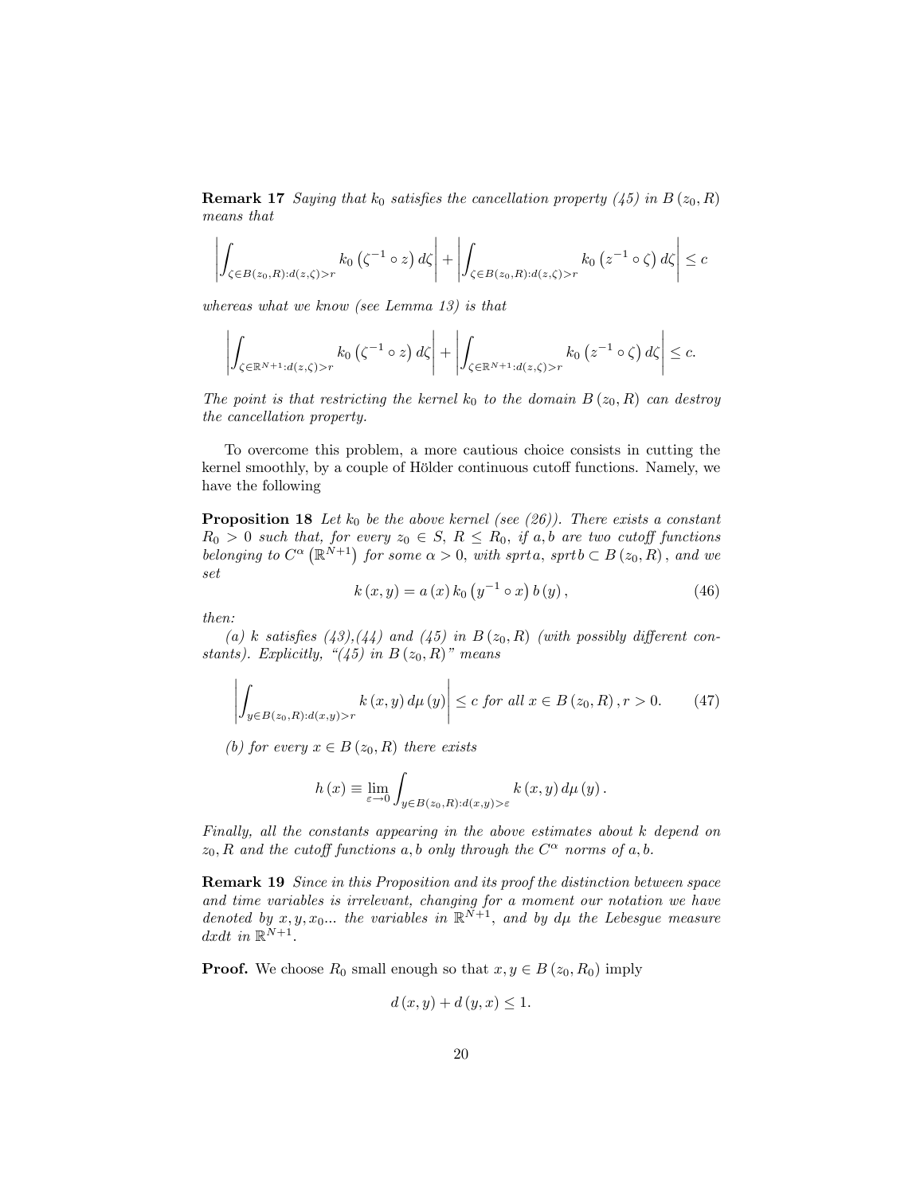**Remark 17** *Saying that $k_0$ satisfies the cancellation property (45) in $B(z_0, R)$ means that*

$$\left| \int_{\zeta \in B(z_0,R): d(z,\zeta)>r} k_0 \left(\zeta^{-1} \circ z\right) d\zeta \right| + \left| \int_{\zeta \in B(z_0,R): d(z,\zeta)>r} k_0 \left(z^{-1} \circ \zeta\right) d\zeta \right| \leq c$$

*whereas what we know (see Lemma 13) is that*

$$\left| \int_{\zeta \in \mathbb{R}^{N+1}: d(z,\zeta)>r} k_0 \left(\zeta^{-1} \circ z\right) d\zeta \right| + \left| \int_{\zeta \in \mathbb{R}^{N+1}: d(z,\zeta)>r} k_0 \left(z^{-1} \circ \zeta\right) d\zeta \right| \leq c.$$

*The point is that restricting the kernel $k_0$ to the domain $B(z_0, R)$ can destroy the cancellation property.*

To overcome this problem, a more cautious choice consists in cutting the kernel smoothly, by a couple of Hölder continuous cutoff functions. Namely, we have the following

**Proposition 18** *Let $k_0$ be the above kernel (see (26)). There exists a constant $R_0 > 0$ such that, for every $z_0 \in S$, $R \leq R_0$, if $a, b$ are two cutoff functions belonging to $C^{\alpha}\left(\mathbb{R}^{N+1}\right)$ for some $\alpha > 0$, with $sprt\, a$, $sprt\, b \subset B(z_0, R)$, and we set*

$$k(x, y) = a(x)\, k_0 \left(y^{-1} \circ x\right) b(y), \tag{46}$$

*then:*

*(a) $k$ satisfies (43),(44) and (45) in $B(z_0, R)$ (with possibly different constants). Explicitly, "(45) in $B(z_0, R)$" means*

$$\left| \int_{y \in B(z_0,R): d(x,y)>r} k(x, y)\, d\mu(y) \right| \leq c \text{ for all } x \in B(z_0, R), r > 0. \tag{47}$$

*(b) for every $x \in B(z_0, R)$ there exists*

$$h(x) \equiv \lim_{\varepsilon \to 0} \int_{y \in B(z_0,R): d(x,y)>\varepsilon} k(x, y)\, d\mu(y).$$

*Finally, all the constants appearing in the above estimates about $k$ depend on $z_0, R$ and the cutoff functions $a, b$ only through the $C^{\alpha}$ norms of $a, b$.*

**Remark 19** *Since in this Proposition and its proof the distinction between space and time variables is irrelevant, changing for a moment our notation we have denoted by $x, y, x_0...$ the variables in $\mathbb{R}^{N+1}$, and by $d\mu$ the Lebesgue measure $dxdt$ in $\mathbb{R}^{N+1}$.*

**Proof.** We choose $R_0$ small enough so that $x, y \in B(z_0, R_0)$ imply

$$d(x, y) + d(y, x) \leq 1.$$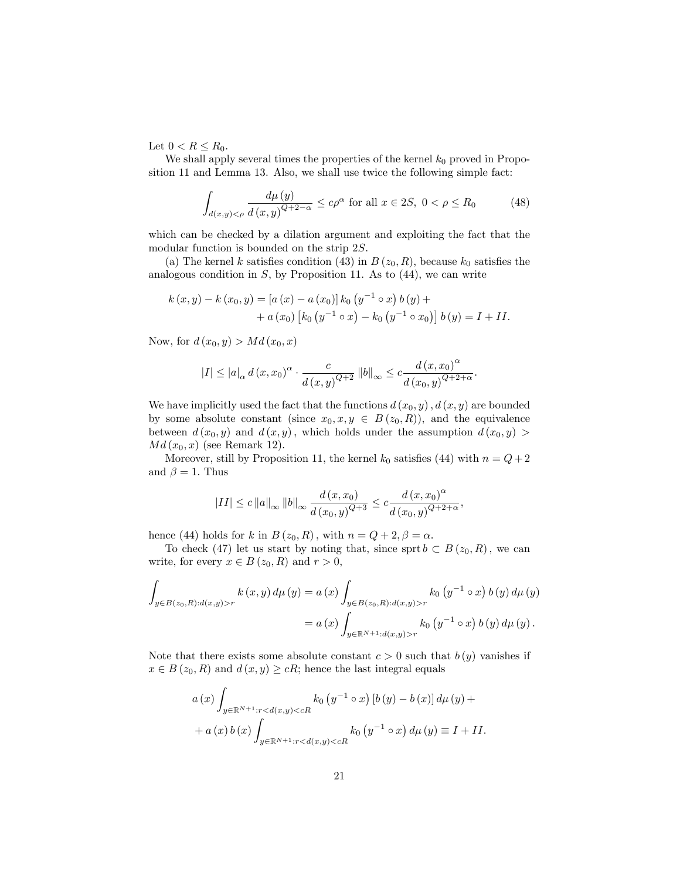Let $0 < R \leq R_0$.

We shall apply several times the properties of the kernel $k_0$ proved in Proposition 11 and Lemma 13. Also, we shall use twice the following simple fact:

$$\int_{d(x,y)<\rho} \frac{d\mu(y)}{d(x,y)^{Q+2-\alpha}} \leq c\rho^{\alpha} \text{ for all } x \in 2S,\ 0 < \rho \leq R_0 \tag{48}$$

which can be checked by a dilation argument and exploiting the fact that the modular function is bounded on the strip $2S$.

(a) The kernel $k$ satisfies condition (43) in $B(z_0, R)$, because $k_0$ satisfies the analogous condition in $S$, by Proposition 11. As to (44), we can write

$$\begin{aligned} k(x,y) - k(x_0,y) = {} & [a(x) - a(x_0)]\, k_0\left(y^{-1} \circ x\right) b(y) + \\ & + a(x_0) \left[k_0\left(y^{-1} \circ x\right) - k_0\left(y^{-1} \circ x_0\right)\right] b(y) = I + II. \end{aligned}$$

Now, for $d(x_0, y) > Md(x_0, x)$

$$|I| \leq |a|_{\alpha}\, d(x,x_0)^{\alpha} \cdot \frac{c}{d(x,y)^{Q+2}} \|b\|_{\infty} \leq c \frac{d(x,x_0)^{\alpha}}{d(x_0,y)^{Q+2+\alpha}}.$$

We have implicitly used the fact that the functions $d(x_0,y), d(x,y)$ are bounded by some absolute constant (since $x_0, x, y \in B(z_0,R)$), and the equivalence between $d(x_0,y)$ and $d(x,y)$, which holds under the assumption $d(x_0,y) > Md(x_0,x)$ (see Remark 12).

Moreover, still by Proposition 11, the kernel $k_0$ satisfies (44) with $n = Q+2$ and $\beta = 1$. Thus

$$|II| \leq c\, \|a\|_{\infty} \|b\|_{\infty} \frac{d(x,x_0)}{d(x_0,y)^{Q+3}} \leq c \frac{d(x,x_0)^{\alpha}}{d(x_0,y)^{Q+2+\alpha}},$$

hence (44) holds for $k$ in $B(z_0,R)$, with $n = Q+2, \beta = \alpha$.

To check (47) let us start by noting that, since $\operatorname{sprt} b \subset B(z_0,R)$, we can write, for every $x \in B(z_0,R)$ and $r > 0$,

$$\begin{aligned} \int_{y \in B(z_0,R): d(x,y)>r} k(x,y)\, d\mu(y) &= a(x) \int_{y \in B(z_0,R): d(x,y)>r} k_0\left(y^{-1} \circ x\right) b(y)\, d\mu(y) \\ &= a(x) \int_{y \in \mathbb{R}^{N+1}: d(x,y)>r} k_0\left(y^{-1} \circ x\right) b(y)\, d\mu(y). \end{aligned}$$

Note that there exists some absolute constant $c > 0$ such that $b(y)$ vanishes if $x \in B(z_0,R)$ and $d(x,y) \geq cR$; hence the last integral equals

$$\begin{aligned} & a(x) \int_{y \in \mathbb{R}^{N+1}: r<d(x,y)<cR} k_0\left(y^{-1} \circ x\right) [b(y) - b(x)]\, d\mu(y) + \\ & + a(x)\, b(x) \int_{y \in \mathbb{R}^{N+1}: r<d(x,y)<cR} k_0\left(y^{-1} \circ x\right) d\mu(y) \equiv I + II. \end{aligned}$$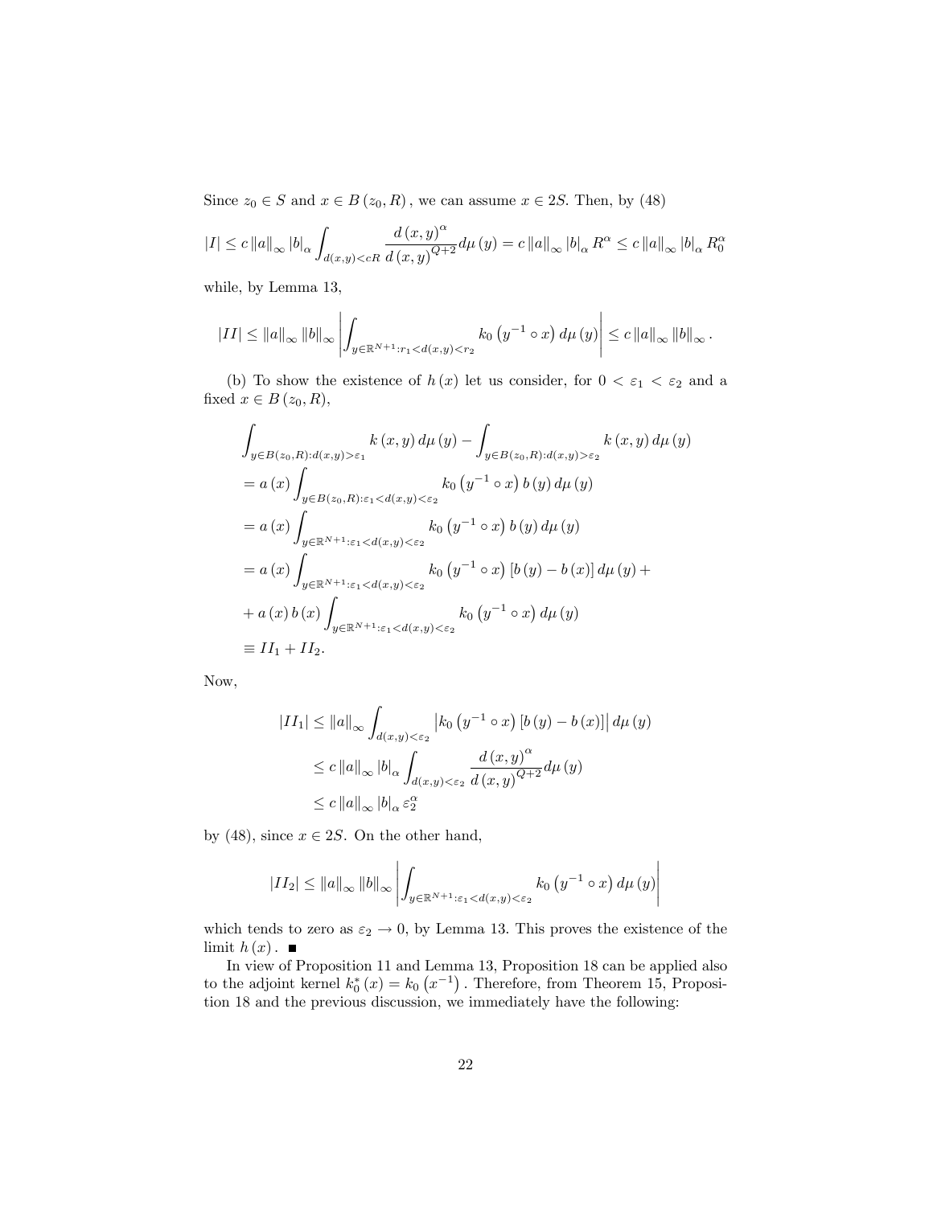Since $z_0 \in S$ and $x \in B(z_0, R)$, we can assume $x \in 2S$. Then, by (48)

$$|I| \leq c \|a\|_\infty |b|_\alpha \int_{d(x,y)<cR} \frac{d(x,y)^\alpha}{d(x,y)^{Q+2}} d\mu(y) = c \|a\|_\infty |b|_\alpha R^\alpha \leq c \|a\|_\infty |b|_\alpha R_0^\alpha$$

while, by Lemma 13,

$$|II| \leq \|a\|_\infty \|b\|_\infty \left| \int_{y \in \mathbb{R}^{N+1}: r_1 < d(x,y) < r_2} k_0 \left(y^{-1} \circ x\right) d\mu(y) \right| \leq c \|a\|_\infty \|b\|_\infty .$$

(b) To show the existence of $h(x)$ let us consider, for $0 < \varepsilon_1 < \varepsilon_2$ and a fixed $x \in B(z_0, R)$,

$$\begin{aligned}
&\int_{y \in B(z_0,R): d(x,y) > \varepsilon_1} k(x,y) \, d\mu(y) - \int_{y \in B(z_0,R): d(x,y) > \varepsilon_2} k(x,y) \, d\mu(y) \\
&= a(x) \int_{y \in B(z_0,R): \varepsilon_1 < d(x,y) < \varepsilon_2} k_0 \left(y^{-1} \circ x\right) b(y) \, d\mu(y) \\
&= a(x) \int_{y \in \mathbb{R}^{N+1}: \varepsilon_1 < d(x,y) < \varepsilon_2} k_0 \left(y^{-1} \circ x\right) b(y) \, d\mu(y) \\
&= a(x) \int_{y \in \mathbb{R}^{N+1}: \varepsilon_1 < d(x,y) < \varepsilon_2} k_0 \left(y^{-1} \circ x\right) [b(y) - b(x)] \, d\mu(y) + \\
&+ a(x) b(x) \int_{y \in \mathbb{R}^{N+1}: \varepsilon_1 < d(x,y) < \varepsilon_2} k_0 \left(y^{-1} \circ x\right) d\mu(y) \\
&\equiv II_1 + II_2.
\end{aligned}$$

Now,

$$\begin{aligned}
|II_1| &\leq \|a\|_\infty \int_{d(x,y) < \varepsilon_2} \left| k_0 \left(y^{-1} \circ x\right) [b(y) - b(x)] \right| d\mu(y) \\
&\leq c \|a\|_\infty |b|_\alpha \int_{d(x,y) < \varepsilon_2} \frac{d(x,y)^\alpha}{d(x,y)^{Q+2}} d\mu(y) \\
&\leq c \|a\|_\infty |b|_\alpha \varepsilon_2^\alpha
\end{aligned}$$

by (48), since $x \in 2S$. On the other hand,

$$|II_2| \leq \|a\|_\infty \|b\|_\infty \left| \int_{y \in \mathbb{R}^{N+1}: \varepsilon_1 < d(x,y) < \varepsilon_2} k_0 \left(y^{-1} \circ x\right) d\mu(y) \right|$$

which tends to zero as $\varepsilon_2 \to 0$, by Lemma 13. This proves the existence of the limit $h(x)$. ∎

In view of Proposition 11 and Lemma 13, Proposition 18 can be applied also to the adjoint kernel $k_0^*(x) = k_0\left(x^{-1}\right)$. Therefore, from Theorem 15, Proposition 18 and the previous discussion, we immediately have the following: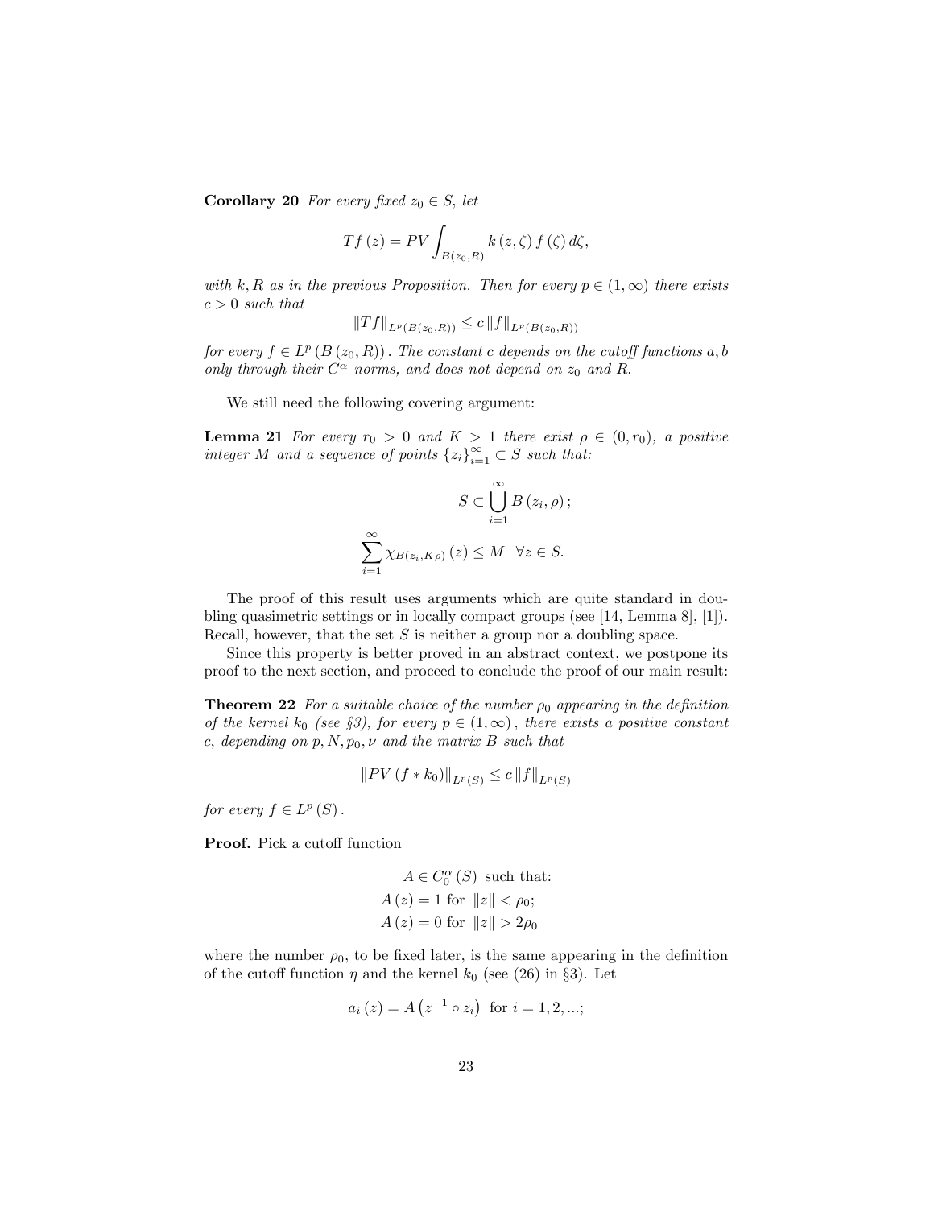**Corollary 20** *For every fixed $z_0 \in S$, let*

$$Tf(z) = PV \int_{B(z_0,R)} k(z,\zeta) f(\zeta)\, d\zeta,$$

*with $k, R$ as in the previous Proposition. Then for every $p \in (1,\infty)$ there exists $c > 0$ such that*

$$\|Tf\|_{L^p(B(z_0,R))} \leq c \, \|f\|_{L^p(B(z_0,R))}$$

*for every $f \in L^p(B(z_0,R))$. The constant $c$ depends on the cutoff functions $a, b$ only through their $C^\alpha$ norms, and does not depend on $z_0$ and $R$.*

We still need the following covering argument:

**Lemma 21** *For every $r_0 > 0$ and $K > 1$ there exist $\rho \in (0, r_0)$, a positive integer $M$ and a sequence of points $\{z_i\}_{i=1}^\infty \subset S$ such that:*

$$S \subset \bigcup_{i=1}^{\infty} B(z_i, \rho);$$

$$\sum_{i=1}^{\infty} \chi_{B(z_i, K\rho)}(z) \leq M \quad \forall z \in S.$$

The proof of this result uses arguments which are quite standard in doubling quasimetric settings or in locally compact groups (see [14, Lemma 8], [1]). Recall, however, that the set $S$ is neither a group nor a doubling space.

Since this property is better proved in an abstract context, we postpone its proof to the next section, and proceed to conclude the proof of our main result:

**Theorem 22** *For a suitable choice of the number $\rho_0$ appearing in the definition of the kernel $k_0$ (see §3), for every $p \in (1,\infty)$, there exists a positive constant $c$, depending on $p, N, p_0, \nu$ and the matrix $B$ such that*

$$\|PV(f * k_0)\|_{L^p(S)} \leq c \, \|f\|_{L^p(S)}$$

*for every $f \in L^p(S)$.*

**Proof.** Pick a cutoff function

$$\begin{gathered} A \in C_0^\alpha(S) \text{ such that:} \\ A(z) = 1 \text{ for } \|z\| < \rho_0; \\ A(z) = 0 \text{ for } \|z\| > 2\rho_0 \end{gathered}$$

where the number $\rho_0$, to be fixed later, is the same appearing in the definition of the cutoff function $\eta$ and the kernel $k_0$ (see (26) in §3). Let

$$a_i(z) = A\left(z^{-1} \circ z_i\right) \text{ for } i = 1, 2, ...;$$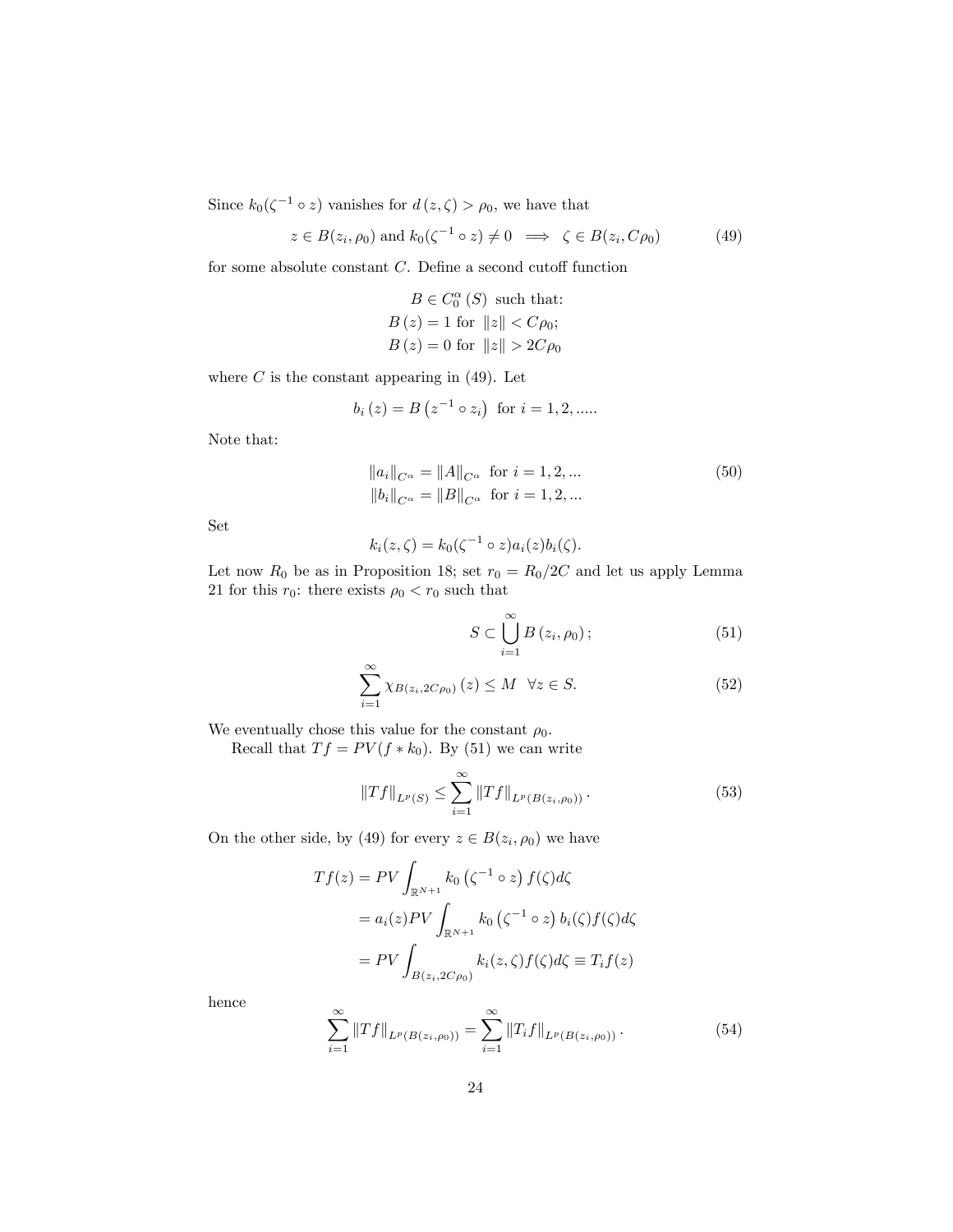Since $k_0(\zeta^{-1} \circ z)$ vanishes for $d(z, \zeta) > \rho_0$, we have that

$$z \in B(z_i, \rho_0) \text{ and } k_0(\zeta^{-1} \circ z) \neq 0 \implies \zeta \in B(z_i, C\rho_0) \tag{49}$$

for some absolute constant $C$. Define a second cutoff function

$$\begin{gathered} B \in C_0^{\alpha}(S) \text{ such that:} \\ B(z) = 1 \text{ for } \|z\| < C\rho_0; \\ B(z) = 0 \text{ for } \|z\| > 2C\rho_0 \end{gathered}$$

where $C$ is the constant appearing in (49). Let

$$b_i(z) = B\left(z^{-1} \circ z_i\right) \text{ for } i = 1, 2, .....$$

Note that:

$$\begin{aligned} \|a_i\|_{C^\alpha} &= \|A\|_{C^\alpha} \text{ for } i = 1, 2, ... \\ \|b_i\|_{C^\alpha} &= \|B\|_{C^\alpha} \text{ for } i = 1, 2, ... \end{aligned} \tag{50}$$

Set

$$k_i(z, \zeta) = k_0(\zeta^{-1} \circ z) a_i(z) b_i(\zeta).$$

Let now $R_0$ be as in Proposition 18; set $r_0 = R_0/2C$ and let us apply Lemma 21 for this $r_0$: there exists $\rho_0 < r_0$ such that

$$S \subset \bigcup_{i=1}^{\infty} B(z_i, \rho_0); \tag{51}$$

$$\sum_{i=1}^{\infty} \chi_{B(z_i, 2C\rho_0)}(z) \leq M \quad \forall z \in S. \tag{52}$$

We eventually chose this value for the constant $\rho_0$.

Recall that $Tf = PV(f * k_0)$. By (51) we can write

$$\|Tf\|_{L^p(S)} \leq \sum_{i=1}^{\infty} \|Tf\|_{L^p(B(z_i, \rho_0))}. \tag{53}$$

On the other side, by (49) for every $z \in B(z_i, \rho_0)$ we have

$$\begin{aligned} Tf(z) &= PV \int_{\mathbb{R}^{N+1}} k_0\left(\zeta^{-1} \circ z\right) f(\zeta) d\zeta \\ &= a_i(z) PV \int_{\mathbb{R}^{N+1}} k_0\left(\zeta^{-1} \circ z\right) b_i(\zeta) f(\zeta) d\zeta \\ &= PV \int_{B(z_i, 2C\rho_0)} k_i(z, \zeta) f(\zeta) d\zeta \equiv T_i f(z) \end{aligned}$$

hence

$$\sum_{i=1}^{\infty} \|Tf\|_{L^p(B(z_i, \rho_0))} = \sum_{i=1}^{\infty} \|T_i f\|_{L^p(B(z_i, \rho_0))}. \tag{54}$$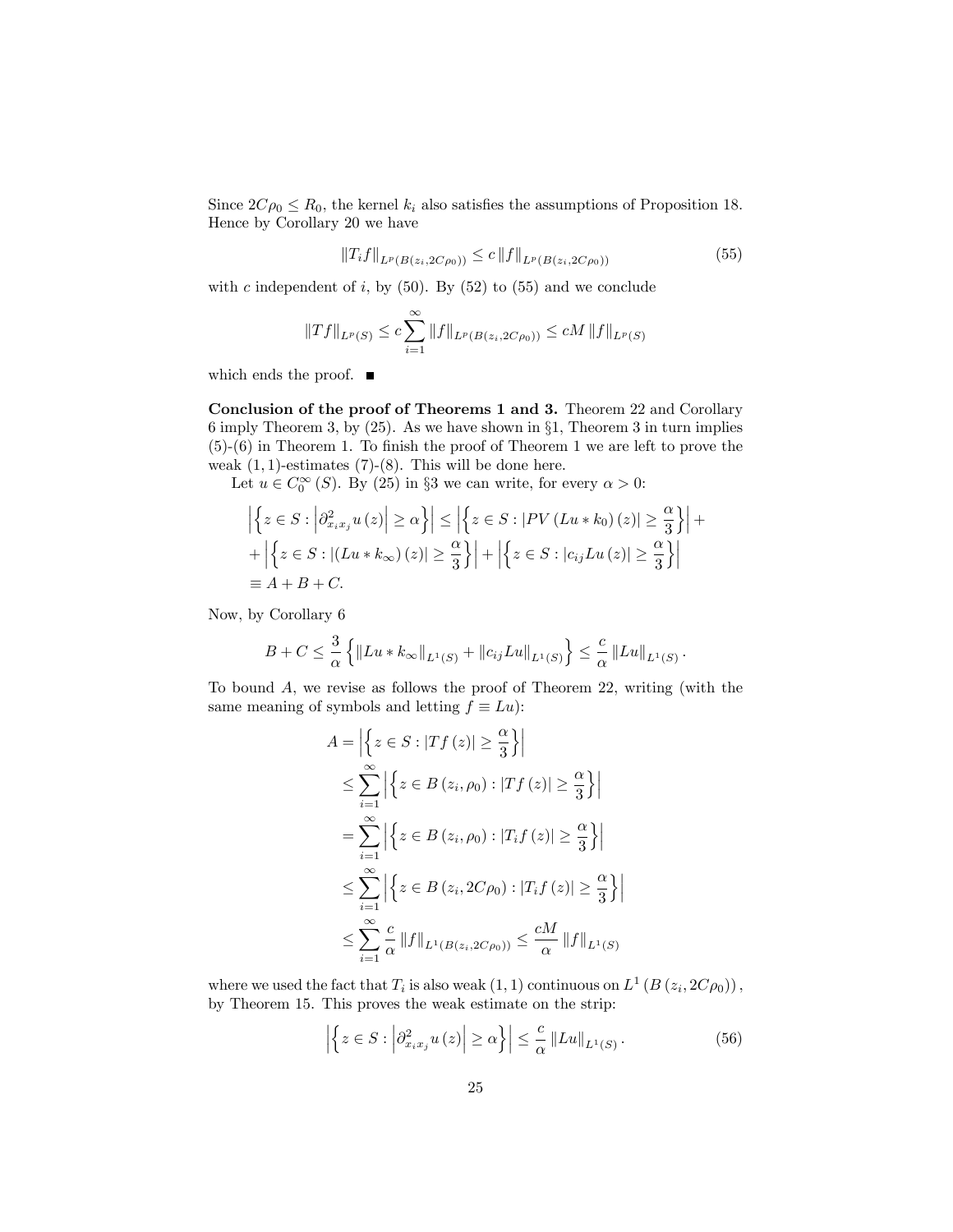Since $2C\rho_0 \leq R_0$, the kernel $k_i$ also satisfies the assumptions of Proposition 18. Hence by Corollary 20 we have

$$\|T_i f\|_{L^p(B(z_i,2C\rho_0))} \leq c \|f\|_{L^p(B(z_i,2C\rho_0))} \tag{55}$$

with $c$ independent of $i$, by (50). By (52) to (55) and we conclude

$$\|Tf\|_{L^p(S)} \leq c \sum_{i=1}^{\infty} \|f\|_{L^p(B(z_i,2C\rho_0))} \leq cM \|f\|_{L^p(S)}$$

which ends the proof. ■

**Conclusion of the proof of Theorems 1 and 3.** Theorem 22 and Corollary 6 imply Theorem 3, by (25). As we have shown in §1, Theorem 3 in turn implies (5)-(6) in Theorem 1. To finish the proof of Theorem 1 we are left to prove the weak $(1,1)$-estimates (7)-(8). This will be done here.

Let $u \in C_0^\infty(S)$. By (25) in §3 we can write, for every $\alpha > 0$:

$$\begin{aligned}
&\left|\left\{z \in S : \left|\partial^2_{x_i x_j} u(z)\right| \geq \alpha\right\}\right| \leq \left|\left\{z \in S : |PV(Lu * k_0)(z)| \geq \frac{\alpha}{3}\right\}\right| + \\
&+ \left|\left\{z \in S : |(Lu * k_\infty)(z)| \geq \frac{\alpha}{3}\right\}\right| + \left|\left\{z \in S : |c_{ij} Lu(z)| \geq \frac{\alpha}{3}\right\}\right| \\
&\equiv A + B + C.
\end{aligned}$$

Now, by Corollary 6

$$B + C \leq \frac{3}{\alpha}\left\{\|Lu * k_\infty\|_{L^1(S)} + \|c_{ij} Lu\|_{L^1(S)}\right\} \leq \frac{c}{\alpha}\|Lu\|_{L^1(S)}.$$

To bound $A$, we revise as follows the proof of Theorem 22, writing (with the same meaning of symbols and letting $f \equiv Lu$):

$$\begin{aligned}
A &= \left|\left\{z \in S : |Tf(z)| \geq \frac{\alpha}{3}\right\}\right| \\
&\leq \sum_{i=1}^{\infty} \left|\left\{z \in B(z_i, \rho_0) : |Tf(z)| \geq \frac{\alpha}{3}\right\}\right| \\
&= \sum_{i=1}^{\infty} \left|\left\{z \in B(z_i, \rho_0) : |T_i f(z)| \geq \frac{\alpha}{3}\right\}\right| \\
&\leq \sum_{i=1}^{\infty} \left|\left\{z \in B(z_i, 2C\rho_0) : |T_i f(z)| \geq \frac{\alpha}{3}\right\}\right| \\
&\leq \sum_{i=1}^{\infty} \frac{c}{\alpha}\|f\|_{L^1(B(z_i,2C\rho_0))} \leq \frac{cM}{\alpha}\|f\|_{L^1(S)}
\end{aligned}$$

where we used the fact that $T_i$ is also weak $(1,1)$ continuous on $L^1(B(z_i, 2C\rho_0))$, by Theorem 15. This proves the weak estimate on the strip:

$$\left|\left\{z \in S : \left|\partial^2_{x_i x_j} u(z)\right| \geq \alpha\right\}\right| \leq \frac{c}{\alpha}\|Lu\|_{L^1(S)}. \tag{56}$$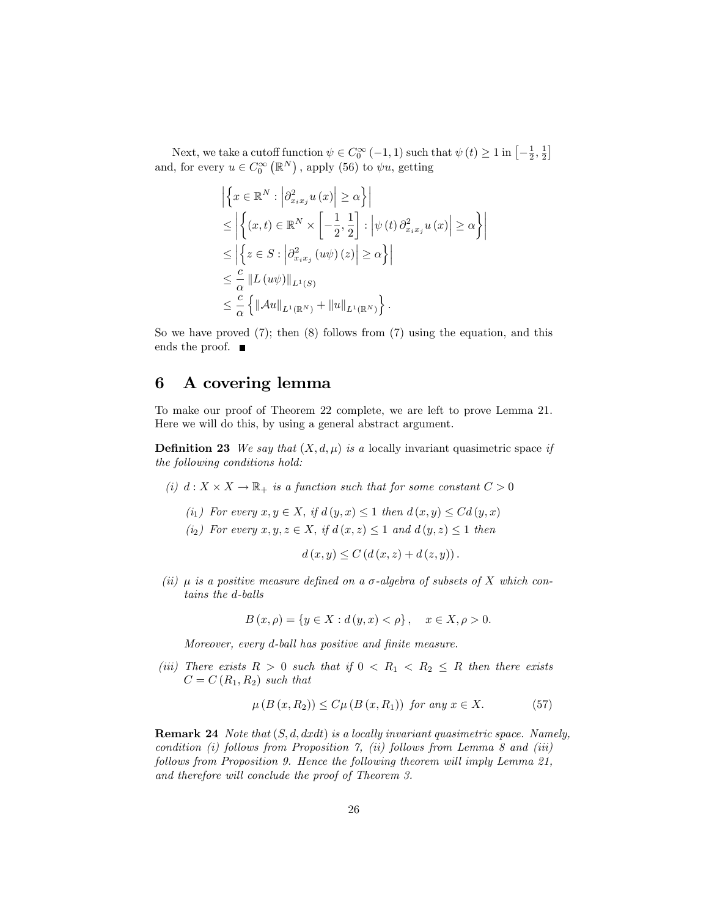Next, we take a cutoff function $\psi \in C_0^\infty(-1,1)$ such that $\psi(t) \geq 1$ in $\left[-\frac{1}{2}, \frac{1}{2}\right]$ and, for every $u \in C_0^\infty(\mathbb{R}^N)$, apply (56) to $\psi u$, getting

$$
\begin{aligned}
&\left|\left\{x \in \mathbb{R}^N : \left|\partial^2_{x_i x_j} u(x)\right| \geq \alpha\right\}\right| \\
&\leq \left|\left\{(x,t) \in \mathbb{R}^N \times \left[-\frac{1}{2}, \frac{1}{2}\right] : \left|\psi(t)\, \partial^2_{x_i x_j} u(x)\right| \geq \alpha\right\}\right| \\
&\leq \left|\left\{z \in S : \left|\partial^2_{x_i x_j}(u\psi)(z)\right| \geq \alpha\right\}\right| \\
&\leq \frac{c}{\alpha} \|L(u\psi)\|_{L^1(S)} \\
&\leq \frac{c}{\alpha} \left\{\|\mathcal{A}u\|_{L^1(\mathbb{R}^N)} + \|u\|_{L^1(\mathbb{R}^N)}\right\}.
\end{aligned}
$$

So we have proved (7); then (8) follows from (7) using the equation, and this ends the proof. ■

# 6 A covering lemma

To make our proof of Theorem 22 complete, we are left to prove Lemma 21. Here we will do this, by using a general abstract argument.

**Definition 23** *We say that $(X, d, \mu)$ is a* locally invariant quasimetric space *if the following conditions hold:*

*(i) $d : X \times X \to \mathbb{R}_+$ is a function such that for some constant $C > 0$*

*($i_1$) For every $x, y \in X$, if $d(y,x) \leq 1$ then $d(x,y) \leq C d(y,x)$*

*($i_2$) For every $x, y, z \in X$, if $d(x,z) \leq 1$ and $d(y,z) \leq 1$ then*

$$d(x,y) \leq C\left(d(x,z) + d(z,y)\right).$$

*(ii) $\mu$ is a positive measure defined on a $\sigma$-algebra of subsets of $X$ which contains the $d$-balls*

$$B(x,\rho) = \{y \in X : d(y,x) < \rho\}, \quad x \in X, \rho > 0.$$

*Moreover, every $d$-ball has positive and finite measure.*

*(iii) There exists $R > 0$ such that if $0 < R_1 < R_2 \leq R$ then there exists $C = C(R_1, R_2)$ such that*

$$\mu(B(x,R_2)) \leq C\mu(B(x,R_1)) \text{ for any } x \in X. \tag{57}$$

**Remark 24** *Note that $(S, d, dxdt)$ is a locally invariant quasimetric space. Namely, condition (i) follows from Proposition 7, (ii) follows from Lemma 8 and (iii) follows from Proposition 9. Hence the following theorem will imply Lemma 21, and therefore will conclude the proof of Theorem 3.*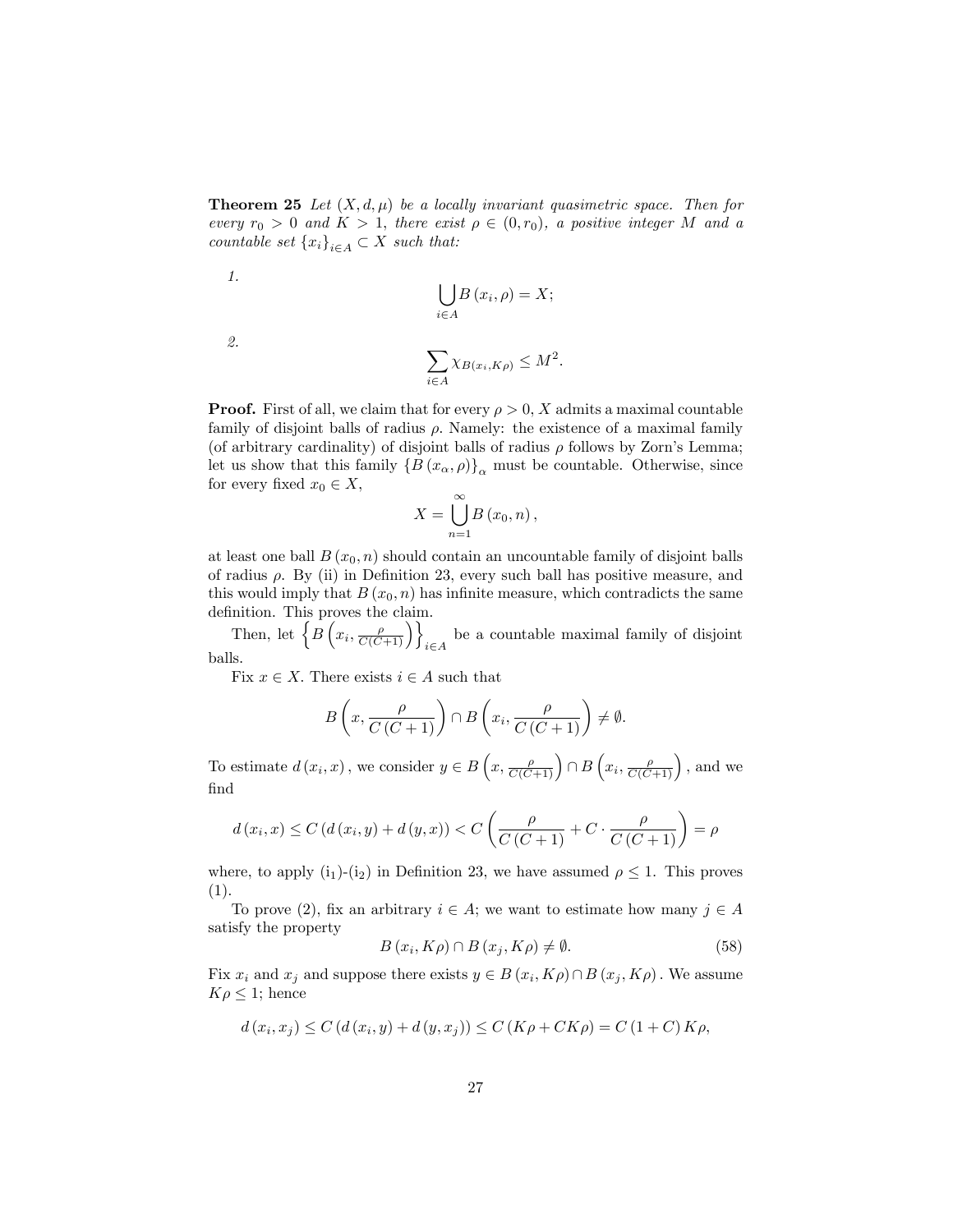**Theorem 25** *Let $(X, d, \mu)$ be a locally invariant quasimetric space. Then for every $r_0 > 0$ and $K > 1$, there exist $\rho \in (0, r_0)$, a positive integer $M$ and a countable set $\{x_i\}_{i \in A} \subset X$ such that:*

*1.*
$$\bigcup_{i \in A} B(x_i, \rho) = X;$$

*2.*
$$\sum_{i \in A} \chi_{B(x_i, K\rho)} \leq M^2.$$

**Proof.** First of all, we claim that for every $\rho > 0$, $X$ admits a maximal countable family of disjoint balls of radius $\rho$. Namely: the existence of a maximal family (of arbitrary cardinality) of disjoint balls of radius $\rho$ follows by Zorn's Lemma; let us show that this family $\{B(x_\alpha, \rho)\}_\alpha$ must be countable. Otherwise, since for every fixed $x_0 \in X$,

$$X = \bigcup_{n=1}^{\infty} B(x_0, n),$$

at least one ball $B(x_0, n)$ should contain an uncountable family of disjoint balls of radius $\rho$. By (ii) in Definition 23, every such ball has positive measure, and this would imply that $B(x_0, n)$ has infinite measure, which contradicts the same definition. This proves the claim.

Then, let $\left\{B\left(x_i, \frac{\rho}{C(C+1)}\right)\right\}_{i \in A}$ be a countable maximal family of disjoint balls.

Fix $x \in X$. There exists $i \in A$ such that

$$B\left(x, \frac{\rho}{C(C+1)}\right) \cap B\left(x_i, \frac{\rho}{C(C+1)}\right) \neq \emptyset.$$

To estimate $d(x_i, x)$, we consider $y \in B\left(x, \frac{\rho}{C(C+1)}\right) \cap B\left(x_i, \frac{\rho}{C(C+1)}\right)$, and we find

$$d(x_i, x) \leq C(d(x_i, y) + d(y, x)) < C\left(\frac{\rho}{C(C+1)} + C \cdot \frac{\rho}{C(C+1)}\right) = \rho$$

where, to apply (i$_1$)-(i$_2$) in Definition 23, we have assumed $\rho \leq 1$. This proves (1).

To prove (2), fix an arbitrary $i \in A$; we want to estimate how many $j \in A$ satisfy the property

$$B(x_i, K\rho) \cap B(x_j, K\rho) \neq \emptyset. \tag{58}$$

Fix $x_i$ and $x_j$ and suppose there exists $y \in B(x_i, K\rho) \cap B(x_j, K\rho)$. We assume $K\rho \leq 1$; hence

$$d(x_i, x_j) \leq C(d(x_i, y) + d(y, x_j)) \leq C(K\rho + CK\rho) = C(1 + C)K\rho,$$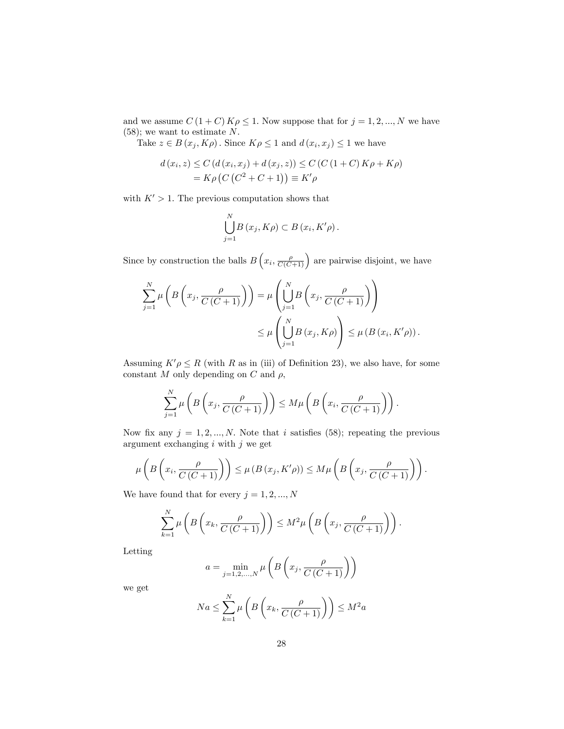and we assume $C(1+C)K\rho \leq 1$. Now suppose that for $j = 1, 2, ..., N$ we have (58); we want to estimate $N$.

Take $z \in B(x_j, K\rho)$. Since $K\rho \leq 1$ and $d(x_i, x_j) \leq 1$ we have

$$\begin{aligned} d(x_i, z) &\leq C(d(x_i, x_j) + d(x_j, z)) \leq C(C(1+C)K\rho + K\rho) \\ &= K\rho\left(C\left(C^2 + C + 1\right)\right) \equiv K'\rho \end{aligned}$$

with $K' > 1$. The previous computation shows that

$$\bigcup_{j=1}^{N} B(x_j, K\rho) \subset B(x_i, K'\rho).$$

Since by construction the balls $B\left(x_i, \frac{\rho}{C(C+1)}\right)$ are pairwise disjoint, we have

$$\begin{aligned} \sum_{j=1}^{N} \mu\left(B\left(x_j, \frac{\rho}{C(C+1)}\right)\right) &= \mu\left(\bigcup_{j=1}^{N} B\left(x_j, \frac{\rho}{C(C+1)}\right)\right) \\ &\leq \mu\left(\bigcup_{j=1}^{N} B(x_j, K\rho)\right) \leq \mu(B(x_i, K'\rho)). \end{aligned}$$

Assuming $K'\rho \leq R$ (with $R$ as in (iii) of Definition 23), we also have, for some constant $M$ only depending on $C$ and $\rho$,

$$\sum_{j=1}^{N} \mu\left(B\left(x_j, \frac{\rho}{C(C+1)}\right)\right) \leq M\mu\left(B\left(x_i, \frac{\rho}{C(C+1)}\right)\right).$$

Now fix any $j = 1, 2, ..., N$. Note that $i$ satisfies (58); repeating the previous argument exchanging $i$ with $j$ we get

$$\mu\left(B\left(x_i, \frac{\rho}{C(C+1)}\right)\right) \leq \mu(B(x_j, K'\rho)) \leq M\mu\left(B\left(x_j, \frac{\rho}{C(C+1)}\right)\right).$$

We have found that for every $j = 1, 2, ..., N$

$$\sum_{k=1}^{N} \mu\left(B\left(x_k, \frac{\rho}{C(C+1)}\right)\right) \leq M^2 \mu\left(B\left(x_j, \frac{\rho}{C(C+1)}\right)\right).$$

Letting

$$a = \min_{j=1,2,...,N} \mu\left(B\left(x_j, \frac{\rho}{C(C+1)}\right)\right)$$

we get

$$Na \leq \sum_{k=1}^{N} \mu\left(B\left(x_k, \frac{\rho}{C(C+1)}\right)\right) \leq M^2 a$$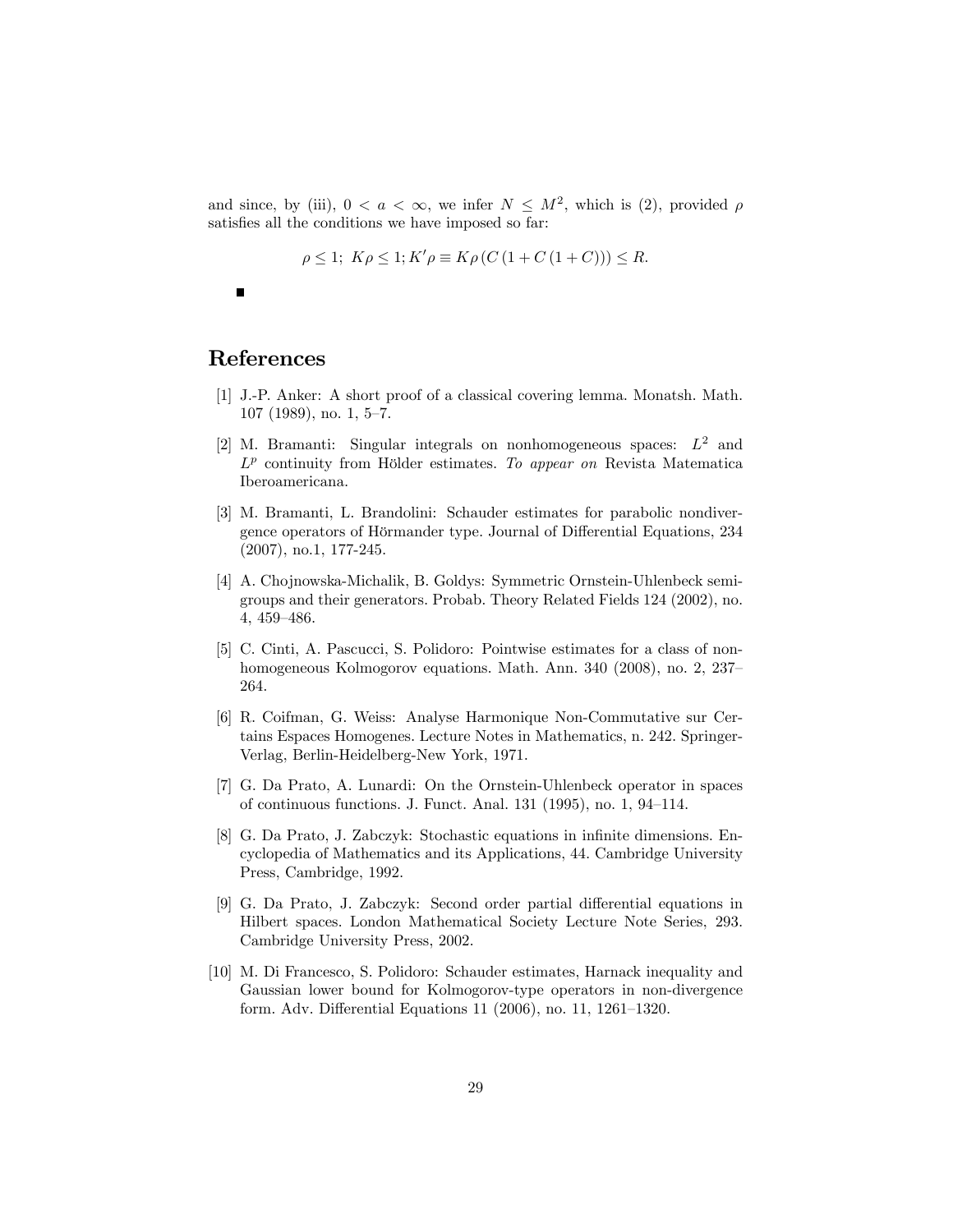and since, by (iii), $0 < a < \infty$, we infer $N \leq M^2$, which is (2), provided $\rho$ satisfies all the conditions we have imposed so far:

$$\rho \leq 1;\ K\rho \leq 1; K'\rho \equiv K\rho \left(C\left(1 + C\left(1 + C\right)\right)\right) \leq R.$$

■

## References

[1] J.-P. Anker: A short proof of a classical covering lemma. Monatsh. Math. 107 (1989), no. 1, 5–7.

[2] M. Bramanti: Singular integrals on nonhomogeneous spaces: $L^2$ and $L^p$ continuity from Hölder estimates. *To appear on* Revista Matematica Iberoamericana.

[3] M. Bramanti, L. Brandolini: Schauder estimates for parabolic nondivergence operators of Hörmander type. Journal of Differential Equations, 234 (2007), no.1, 177-245.

[4] A. Chojnowska-Michalik, B. Goldys: Symmetric Ornstein-Uhlenbeck semigroups and their generators. Probab. Theory Related Fields 124 (2002), no. 4, 459–486.

[5] C. Cinti, A. Pascucci, S. Polidoro: Pointwise estimates for a class of nonhomogeneous Kolmogorov equations. Math. Ann. 340 (2008), no. 2, 237–264.

[6] R. Coifman, G. Weiss: Analyse Harmonique Non-Commutative sur Certains Espaces Homogenes. Lecture Notes in Mathematics, n. 242. Springer-Verlag, Berlin-Heidelberg-New York, 1971.

[7] G. Da Prato, A. Lunardi: On the Ornstein-Uhlenbeck operator in spaces of continuous functions. J. Funct. Anal. 131 (1995), no. 1, 94–114.

[8] G. Da Prato, J. Zabczyk: Stochastic equations in infinite dimensions. Encyclopedia of Mathematics and its Applications, 44. Cambridge University Press, Cambridge, 1992.

[9] G. Da Prato, J. Zabczyk: Second order partial differential equations in Hilbert spaces. London Mathematical Society Lecture Note Series, 293. Cambridge University Press, 2002.

[10] M. Di Francesco, S. Polidoro: Schauder estimates, Harnack inequality and Gaussian lower bound for Kolmogorov-type operators in non-divergence form. Adv. Differential Equations 11 (2006), no. 11, 1261–1320.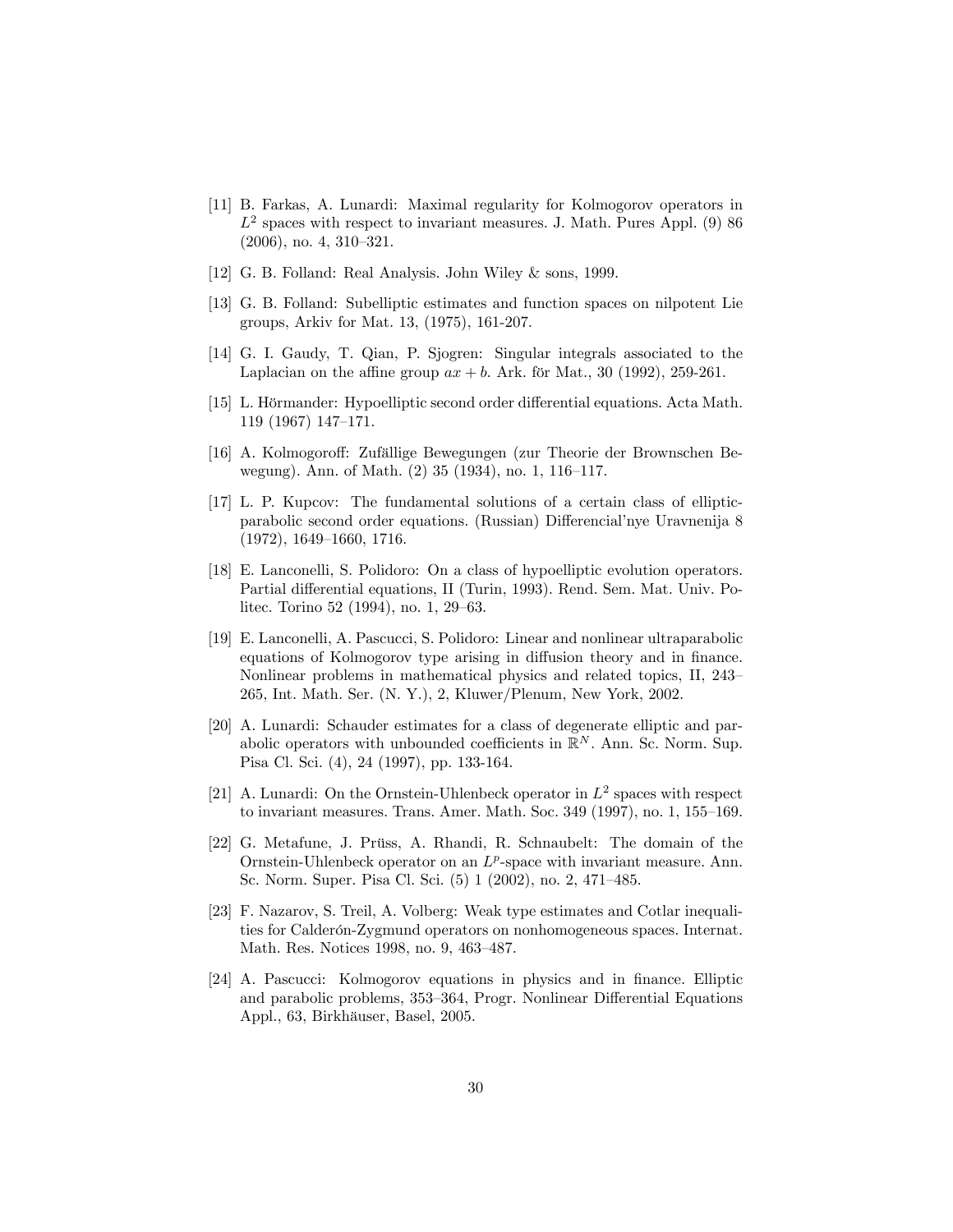[11] B. Farkas, A. Lunardi: Maximal regularity for Kolmogorov operators in $L^2$ spaces with respect to invariant measures. J. Math. Pures Appl. (9) 86 (2006), no. 4, 310–321.

[12] G. B. Folland: Real Analysis. John Wiley & sons, 1999.

[13] G. B. Folland: Subelliptic estimates and function spaces on nilpotent Lie groups, Arkiv for Mat. 13, (1975), 161-207.

[14] G. I. Gaudy, T. Qian, P. Sjogren: Singular integrals associated to the Laplacian on the affine group $ax + b$. Ark. för Mat., 30 (1992), 259-261.

[15] L. Hörmander: Hypoelliptic second order differential equations. Acta Math. 119 (1967) 147–171.

[16] A. Kolmogoroff: Zufällige Bewegungen (zur Theorie der Brownschen Bewegung). Ann. of Math. (2) 35 (1934), no. 1, 116–117.

[17] L. P. Kupcov: The fundamental solutions of a certain class of elliptic-parabolic second order equations. (Russian) Differencial'nye Uravnenija 8 (1972), 1649–1660, 1716.

[18] E. Lanconelli, S. Polidoro: On a class of hypoelliptic evolution operators. Partial differential equations, II (Turin, 1993). Rend. Sem. Mat. Univ. Politec. Torino 52 (1994), no. 1, 29–63.

[19] E. Lanconelli, A. Pascucci, S. Polidoro: Linear and nonlinear ultraparabolic equations of Kolmogorov type arising in diffusion theory and in finance. Nonlinear problems in mathematical physics and related topics, II, 243–265, Int. Math. Ser. (N. Y.), 2, Kluwer/Plenum, New York, 2002.

[20] A. Lunardi: Schauder estimates for a class of degenerate elliptic and parabolic operators with unbounded coefficients in $\mathbb{R}^N$. Ann. Sc. Norm. Sup. Pisa Cl. Sci. (4), 24 (1997), pp. 133-164.

[21] A. Lunardi: On the Ornstein-Uhlenbeck operator in $L^2$ spaces with respect to invariant measures. Trans. Amer. Math. Soc. 349 (1997), no. 1, 155–169.

[22] G. Metafune, J. Prüss, A. Rhandi, R. Schnaubelt: The domain of the Ornstein-Uhlenbeck operator on an $L^p$-space with invariant measure. Ann. Sc. Norm. Super. Pisa Cl. Sci. (5) 1 (2002), no. 2, 471–485.

[23] F. Nazarov, S. Treil, A. Volberg: Weak type estimates and Cotlar inequalities for Calderón-Zygmund operators on nonhomogeneous spaces. Internat. Math. Res. Notices 1998, no. 9, 463–487.

[24] A. Pascucci: Kolmogorov equations in physics and in finance. Elliptic and parabolic problems, 353–364, Progr. Nonlinear Differential Equations Appl., 63, Birkhäuser, Basel, 2005.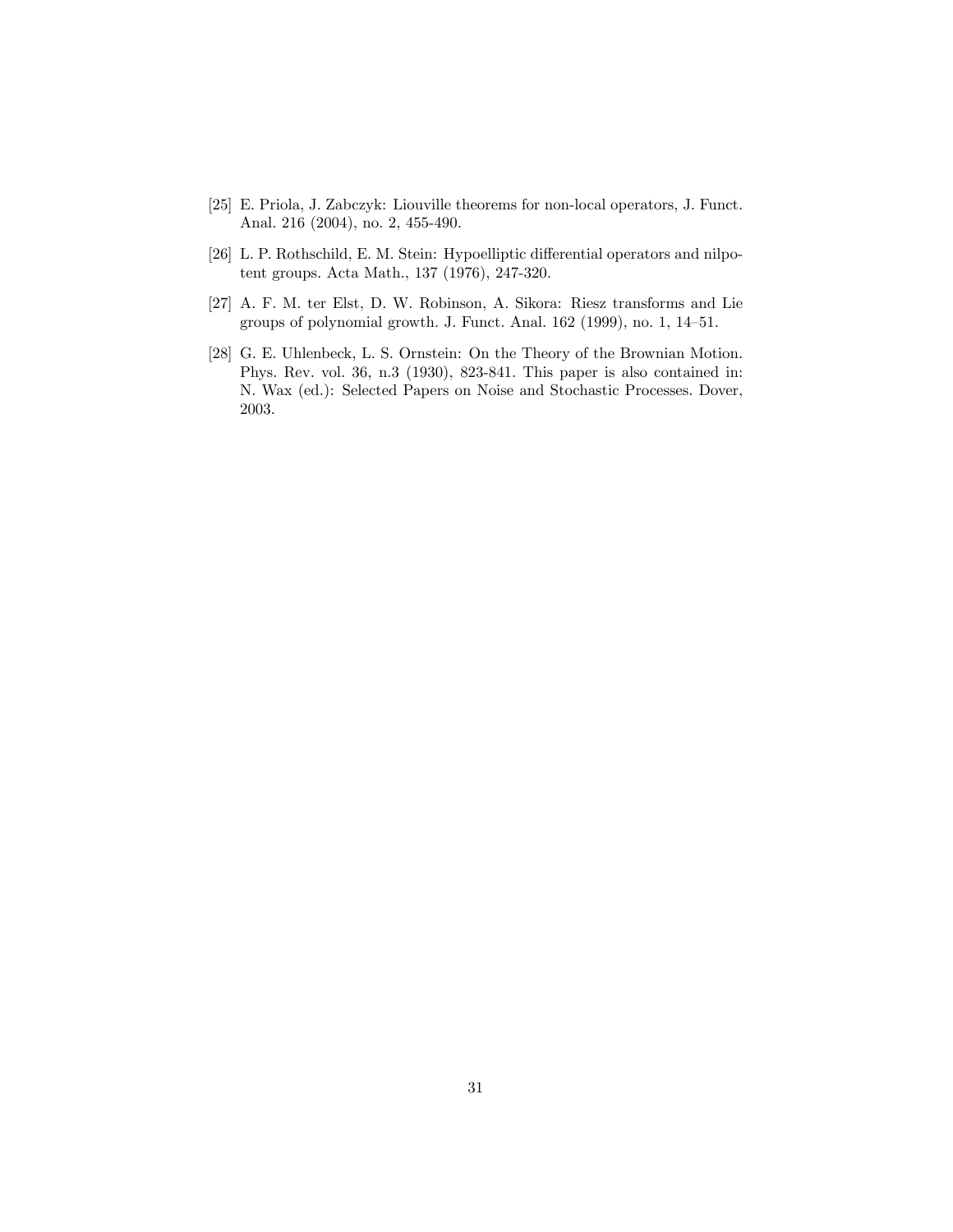[25] E. Priola, J. Zabczyk: Liouville theorems for non-local operators, J. Funct. Anal. 216 (2004), no. 2, 455-490.

[26] L. P. Rothschild, E. M. Stein: Hypoelliptic differential operators and nilpotent groups. Acta Math., 137 (1976), 247-320.

[27] A. F. M. ter Elst, D. W. Robinson, A. Sikora: Riesz transforms and Lie groups of polynomial growth. J. Funct. Anal. 162 (1999), no. 1, 14–51.

[28] G. E. Uhlenbeck, L. S. Ornstein: On the Theory of the Brownian Motion. Phys. Rev. vol. 36, n.3 (1930), 823-841. This paper is also contained in: N. Wax (ed.): Selected Papers on Noise and Stochastic Processes. Dover, 2003.